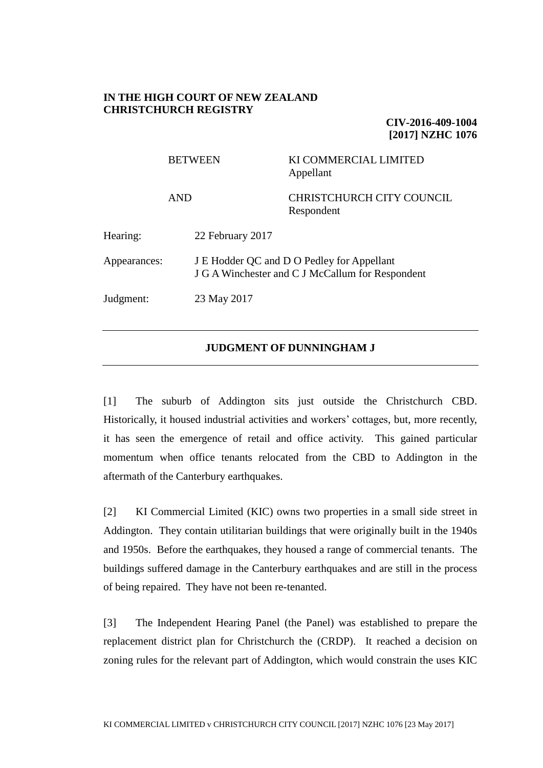**IN THE HIGH COURT OF NEW ZEALAND**
**CHRISTCHURCH REGISTRY**

**CIV-2016-409-1004**
**[2017] NZHC 1076**

| | |
|---|---|
| BETWEEN | KI COMMERCIAL LIMITED<br>Appellant |
| AND | CHRISTCHURCH CITY COUNCIL<br>Respondent |

| | |
|---|---|
| Hearing: | 22 February 2017 |
| Appearances: | J E Hodder QC and D O Pedley for Appellant<br>J G A Winchester and C J McCallum for Respondent |
| Judgment: | 23 May 2017 |

---

**JUDGMENT OF DUNNINGHAM J**

---

[1] The suburb of Addington sits just outside the Christchurch CBD. Historically, it housed industrial activities and workers' cottages, but, more recently, it has seen the emergence of retail and office activity. This gained particular momentum when office tenants relocated from the CBD to Addington in the aftermath of the Canterbury earthquakes.

[2] KI Commercial Limited (KIC) owns two properties in a small side street in Addington. They contain utilitarian buildings that were originally built in the 1940s and 1950s. Before the earthquakes, they housed a range of commercial tenants. The buildings suffered damage in the Canterbury earthquakes and are still in the process of being repaired. They have not been re-tenanted.

[3] The Independent Hearing Panel (the Panel) was established to prepare the replacement district plan for Christchurch the (CRDP). It reached a decision on zoning rules for the relevant part of Addington, which would constrain the uses KIC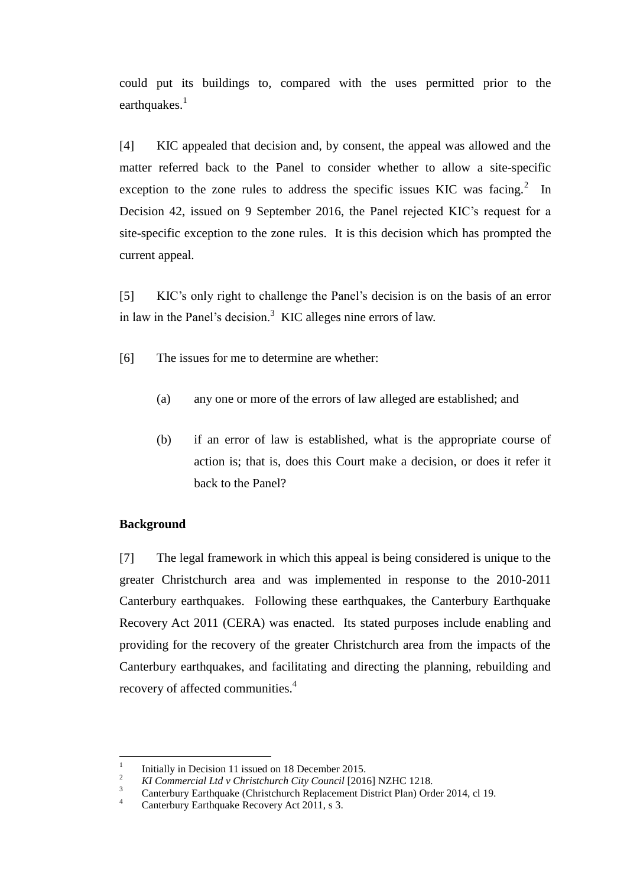could put its buildings to, compared with the uses permitted prior to the earthquakes.[1]

[4] KIC appealed that decision and, by consent, the appeal was allowed and the matter referred back to the Panel to consider whether to allow a site-specific exception to the zone rules to address the specific issues KIC was facing.[2] In Decision 42, issued on 9 September 2016, the Panel rejected KIC's request for a site-specific exception to the zone rules. It is this decision which has prompted the current appeal.

[5] KIC's only right to challenge the Panel's decision is on the basis of an error in law in the Panel's decision.[3] KIC alleges nine errors of law.

[6] The issues for me to determine are whether:

(a) any one or more of the errors of law alleged are established; and

(b) if an error of law is established, what is the appropriate course of action is; that is, does this Court make a decision, or does it refer it back to the Panel?

**Background**

[7] The legal framework in which this appeal is being considered is unique to the greater Christchurch area and was implemented in response to the 2010-2011 Canterbury earthquakes. Following these earthquakes, the Canterbury Earthquake Recovery Act 2011 (CERA) was enacted. Its stated purposes include enabling and providing for the recovery of the greater Christchurch area from the impacts of the Canterbury earthquakes, and facilitating and directing the planning, rebuilding and recovery of affected communities.[4]

---

[1] Initially in Decision 11 issued on 18 December 2015.

[2] *KI Commercial Ltd v Christchurch City Council* [2016] NZHC 1218.

[3] Canterbury Earthquake (Christchurch Replacement District Plan) Order 2014, cl 19.

[4] Canterbury Earthquake Recovery Act 2011, s 3.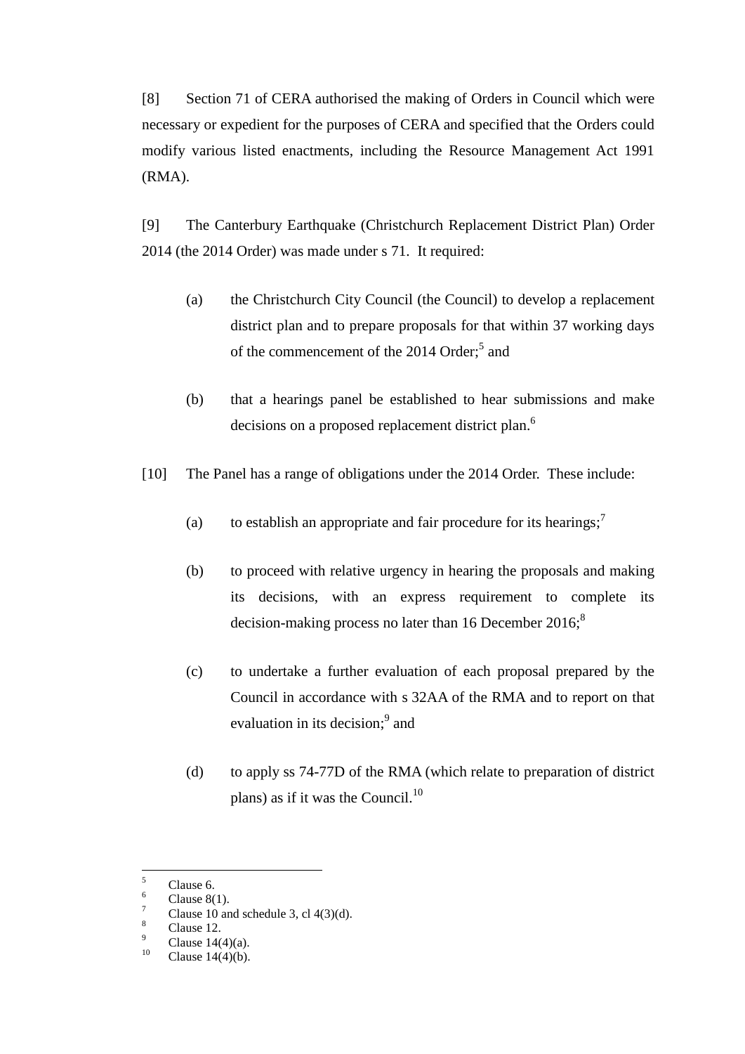[8] Section 71 of CERA authorised the making of Orders in Council which were necessary or expedient for the purposes of CERA and specified that the Orders could modify various listed enactments, including the Resource Management Act 1991 (RMA).

[9] The Canterbury Earthquake (Christchurch Replacement District Plan) Order 2014 (the 2014 Order) was made under s 71. It required:

(a) the Christchurch City Council (the Council) to develop a replacement district plan and to prepare proposals for that within 37 working days of the commencement of the 2014 Order;[5] and

(b) that a hearings panel be established to hear submissions and make decisions on a proposed replacement district plan.[6]

[10] The Panel has a range of obligations under the 2014 Order. These include:

(a) to establish an appropriate and fair procedure for its hearings;[7]

(b) to proceed with relative urgency in hearing the proposals and making its decisions, with an express requirement to complete its decision-making process no later than 16 December 2016;[8]

(c) to undertake a further evaluation of each proposal prepared by the Council in accordance with s 32AA of the RMA and to report on that evaluation in its decision;[9] and

(d) to apply ss 74-77D of the RMA (which relate to preparation of district plans) as if it was the Council.[10]

---

[5] Clause 6.
[6] Clause 8(1).
[7] Clause 10 and schedule 3, cl 4(3)(d).
[8] Clause 12.
[9] Clause 14(4)(a).
[10] Clause 14(4)(b).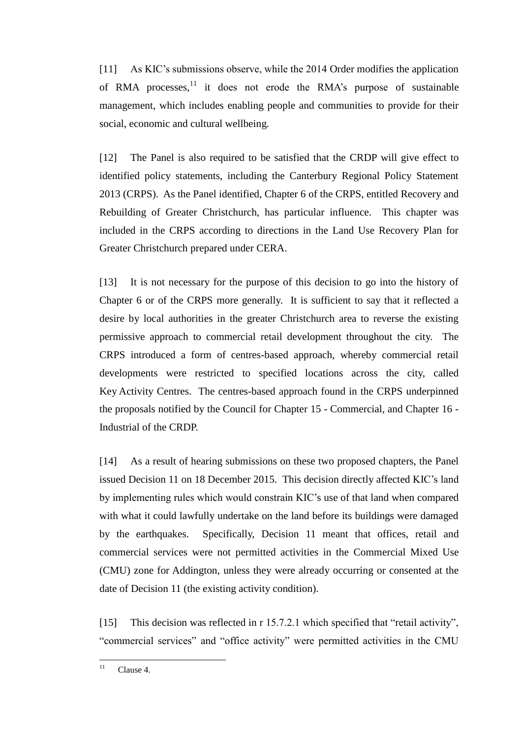[11] As KIC's submissions observe, while the 2014 Order modifies the application of RMA processes,[11] it does not erode the RMA's purpose of sustainable management, which includes enabling people and communities to provide for their social, economic and cultural wellbeing.

[12] The Panel is also required to be satisfied that the CRDP will give effect to identified policy statements, including the Canterbury Regional Policy Statement 2013 (CRPS). As the Panel identified, Chapter 6 of the CRPS, entitled Recovery and Rebuilding of Greater Christchurch, has particular influence. This chapter was included in the CRPS according to directions in the Land Use Recovery Plan for Greater Christchurch prepared under CERA.

[13] It is not necessary for the purpose of this decision to go into the history of Chapter 6 or of the CRPS more generally. It is sufficient to say that it reflected a desire by local authorities in the greater Christchurch area to reverse the existing permissive approach to commercial retail development throughout the city. The CRPS introduced a form of centres-based approach, whereby commercial retail developments were restricted to specified locations across the city, called Key Activity Centres. The centres-based approach found in the CRPS underpinned the proposals notified by the Council for Chapter 15 - Commercial, and Chapter 16 - Industrial of the CRDP.

[14] As a result of hearing submissions on these two proposed chapters, the Panel issued Decision 11 on 18 December 2015. This decision directly affected KIC's land by implementing rules which would constrain KIC's use of that land when compared with what it could lawfully undertake on the land before its buildings were damaged by the earthquakes. Specifically, Decision 11 meant that offices, retail and commercial services were not permitted activities in the Commercial Mixed Use (CMU) zone for Addington, unless they were already occurring or consented at the date of Decision 11 (the existing activity condition).

[15] This decision was reflected in r 15.7.2.1 which specified that "retail activity", "commercial services" and "office activity" were permitted activities in the CMU

[11] Clause 4.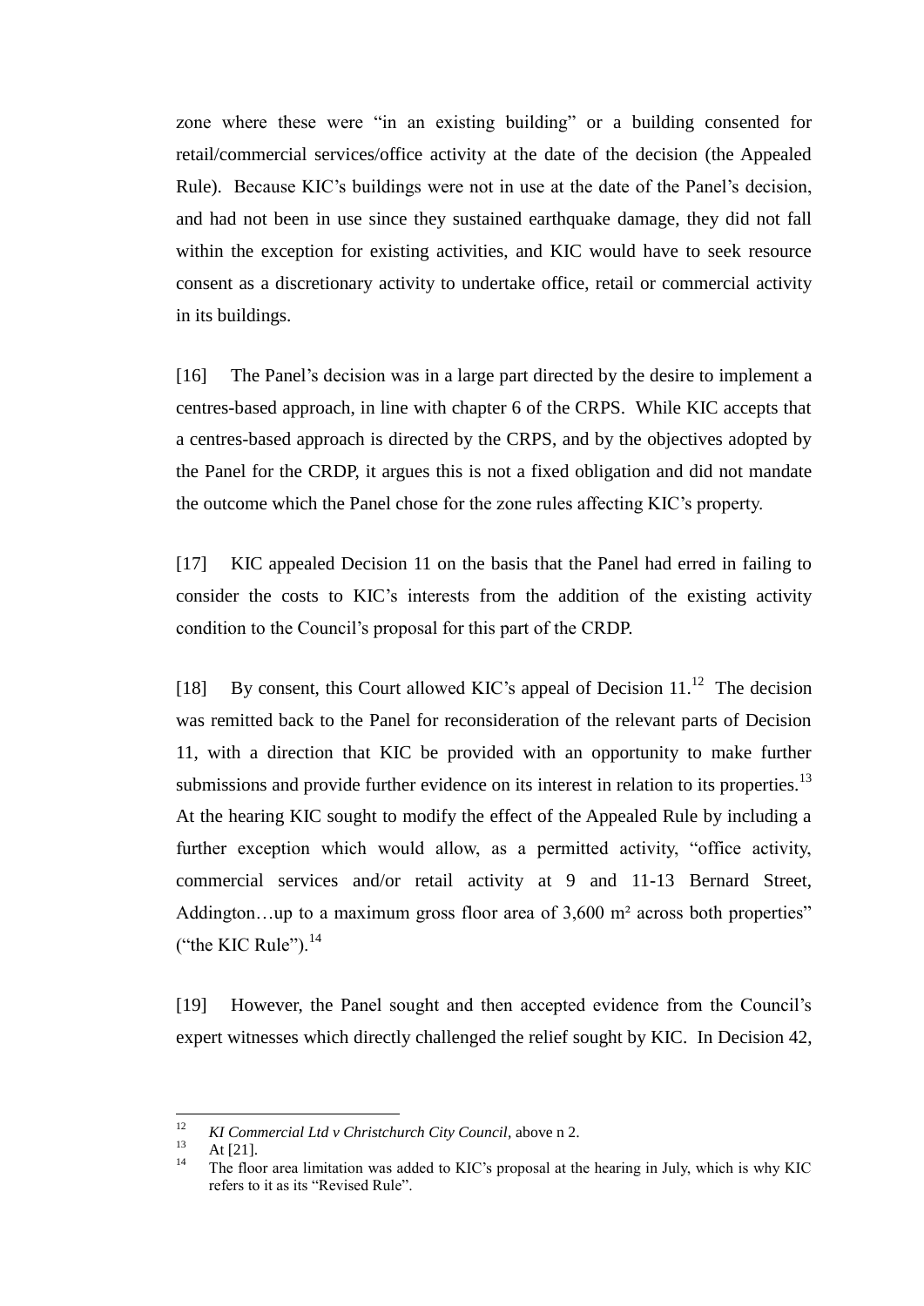zone where these were "in an existing building" or a building consented for retail/commercial services/office activity at the date of the decision (the Appealed Rule). Because KIC's buildings were not in use at the date of the Panel's decision, and had not been in use since they sustained earthquake damage, they did not fall within the exception for existing activities, and KIC would have to seek resource consent as a discretionary activity to undertake office, retail or commercial activity in its buildings.

[16] The Panel's decision was in a large part directed by the desire to implement a centres-based approach, in line with chapter 6 of the CRPS. While KIC accepts that a centres-based approach is directed by the CRPS, and by the objectives adopted by the Panel for the CRDP, it argues this is not a fixed obligation and did not mandate the outcome which the Panel chose for the zone rules affecting KIC's property.

[17] KIC appealed Decision 11 on the basis that the Panel had erred in failing to consider the costs to KIC's interests from the addition of the existing activity condition to the Council's proposal for this part of the CRDP.

[18] By consent, this Court allowed KIC's appeal of Decision 11.[12] The decision was remitted back to the Panel for reconsideration of the relevant parts of Decision 11, with a direction that KIC be provided with an opportunity to make further submissions and provide further evidence on its interest in relation to its properties.[13] At the hearing KIC sought to modify the effect of the Appealed Rule by including a further exception which would allow, as a permitted activity, "office activity, commercial services and/or retail activity at 9 and 11-13 Bernard Street, Addington…up to a maximum gross floor area of 3,600 m² across both properties" ("the KIC Rule").[14]

[19] However, the Panel sought and then accepted evidence from the Council's expert witnesses which directly challenged the relief sought by KIC. In Decision 42,

---

[12] *KI Commercial Ltd v Christchurch City Council*, above n 2.

[13] At [21].

[14] The floor area limitation was added to KIC's proposal at the hearing in July, which is why KIC refers to it as its "Revised Rule".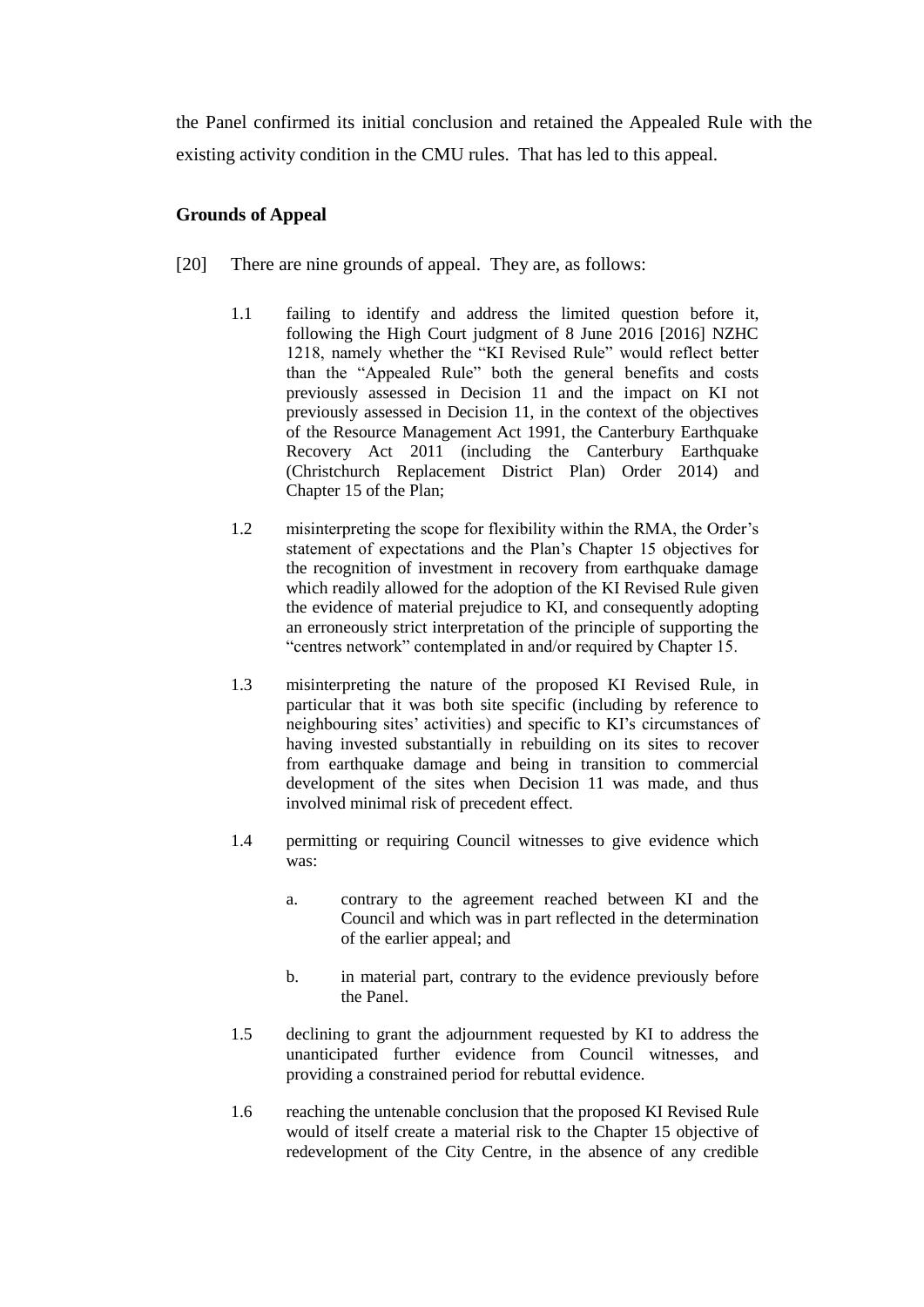the Panel confirmed its initial conclusion and retained the Appealed Rule with the existing activity condition in the CMU rules. That has led to this appeal.

**Grounds of Appeal**

[20] There are nine grounds of appeal. They are, as follows:

1.1 failing to identify and address the limited question before it, following the High Court judgment of 8 June 2016 [2016] NZHC 1218, namely whether the "KI Revised Rule" would reflect better than the "Appealed Rule" both the general benefits and costs previously assessed in Decision 11 and the impact on KI not previously assessed in Decision 11, in the context of the objectives of the Resource Management Act 1991, the Canterbury Earthquake Recovery Act 2011 (including the Canterbury Earthquake (Christchurch Replacement District Plan) Order 2014) and Chapter 15 of the Plan;

1.2 misinterpreting the scope for flexibility within the RMA, the Order's statement of expectations and the Plan's Chapter 15 objectives for the recognition of investment in recovery from earthquake damage which readily allowed for the adoption of the KI Revised Rule given the evidence of material prejudice to KI, and consequently adopting an erroneously strict interpretation of the principle of supporting the "centres network" contemplated in and/or required by Chapter 15.

1.3 misinterpreting the nature of the proposed KI Revised Rule, in particular that it was both site specific (including by reference to neighbouring sites' activities) and specific to KI's circumstances of having invested substantially in rebuilding on its sites to recover from earthquake damage and being in transition to commercial development of the sites when Decision 11 was made, and thus involved minimal risk of precedent effect.

1.4 permitting or requiring Council witnesses to give evidence which was:

   a. contrary to the agreement reached between KI and the Council and which was in part reflected in the determination of the earlier appeal; and

   b. in material part, contrary to the evidence previously before the Panel.

1.5 declining to grant the adjournment requested by KI to address the unanticipated further evidence from Council witnesses, and providing a constrained period for rebuttal evidence.

1.6 reaching the untenable conclusion that the proposed KI Revised Rule would of itself create a material risk to the Chapter 15 objective of redevelopment of the City Centre, in the absence of any credible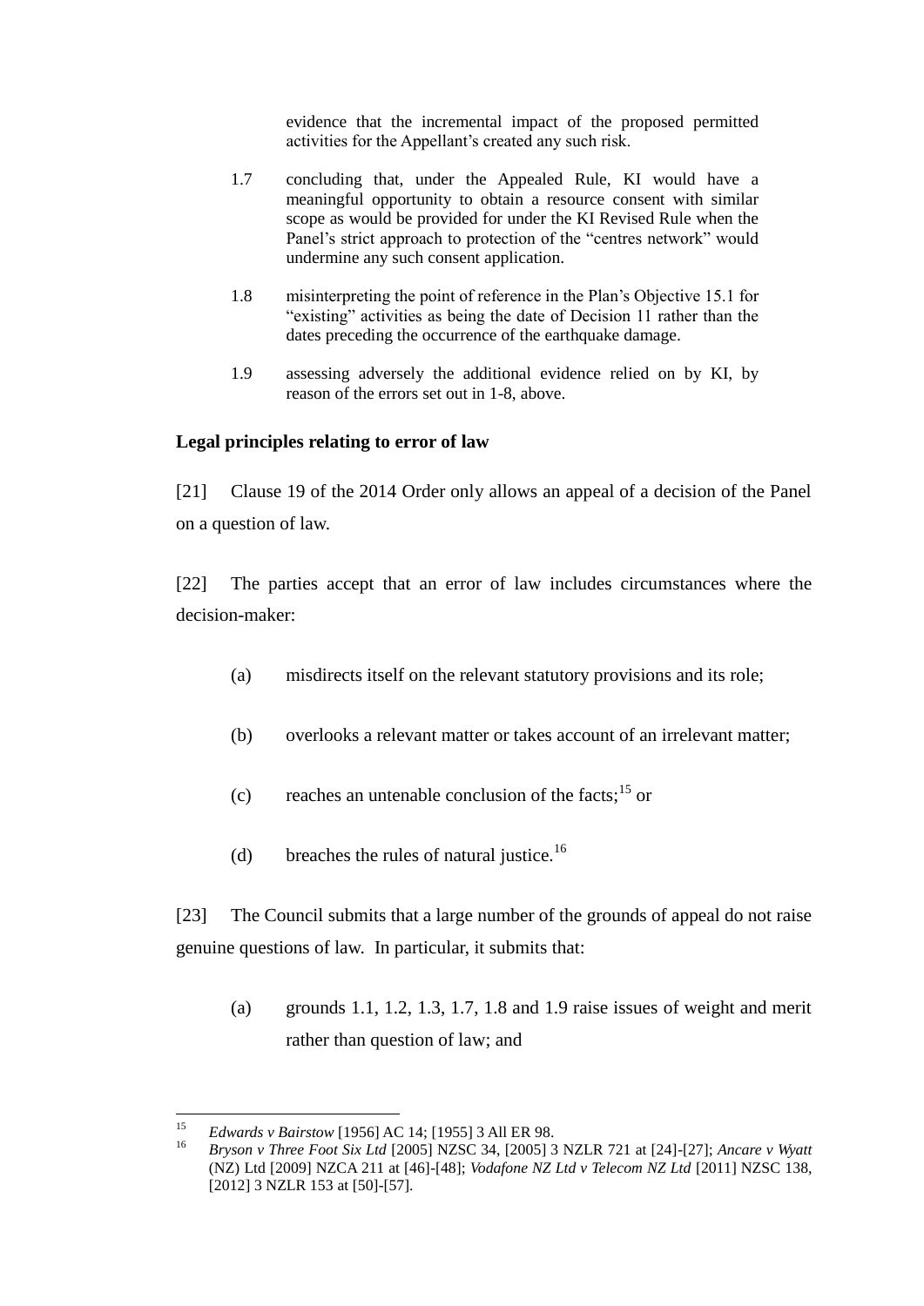evidence that the incremental impact of the proposed permitted activities for the Appellant's created any such risk.

1.7 concluding that, under the Appealed Rule, KI would have a meaningful opportunity to obtain a resource consent with similar scope as would be provided for under the KI Revised Rule when the Panel's strict approach to protection of the "centres network" would undermine any such consent application.

1.8 misinterpreting the point of reference in the Plan's Objective 15.1 for "existing" activities as being the date of Decision 11 rather than the dates preceding the occurrence of the earthquake damage.

1.9 assessing adversely the additional evidence relied on by KI, by reason of the errors set out in 1-8, above.

**Legal principles relating to error of law**

[21] Clause 19 of the 2014 Order only allows an appeal of a decision of the Panel on a question of law.

[22] The parties accept that an error of law includes circumstances where the decision-maker:

(a) misdirects itself on the relevant statutory provisions and its role;

(b) overlooks a relevant matter or takes account of an irrelevant matter;

(c) reaches an untenable conclusion of the facts;[15] or

(d) breaches the rules of natural justice.[16]

[23] The Council submits that a large number of the grounds of appeal do not raise genuine questions of law. In particular, it submits that:

(a) grounds 1.1, 1.2, 1.3, 1.7, 1.8 and 1.9 raise issues of weight and merit rather than question of law; and

---

[15] *Edwards v Bairstow* [1956] AC 14; [1955] 3 All ER 98.

[16] *Bryson v Three Foot Six Ltd* [2005] NZSC 34, [2005] 3 NZLR 721 at [24]-[27]; *Ancare v Wyatt* (NZ) Ltd [2009] NZCA 211 at [46]-[48]; *Vodafone NZ Ltd v Telecom NZ Ltd* [2011] NZSC 138, [2012] 3 NZLR 153 at [50]-[57].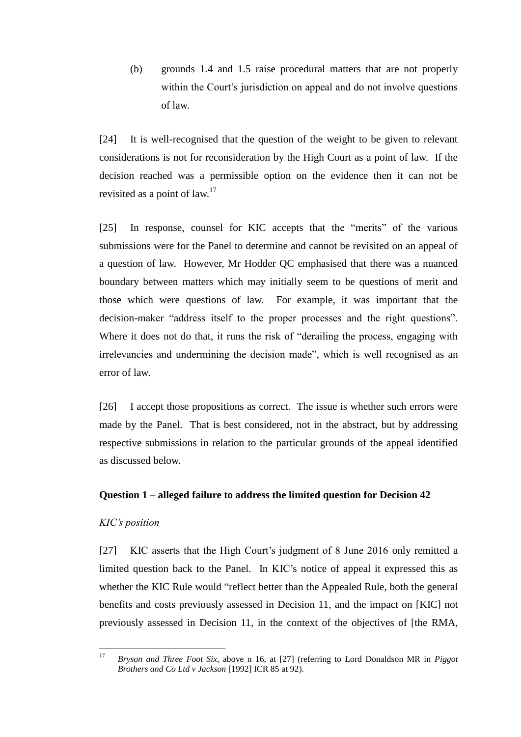(b) grounds 1.4 and 1.5 raise procedural matters that are not properly within the Court's jurisdiction on appeal and do not involve questions of law.

[24] It is well-recognised that the question of the weight to be given to relevant considerations is not for reconsideration by the High Court as a point of law. If the decision reached was a permissible option on the evidence then it can not be revisited as a point of law.[17]

[25] In response, counsel for KIC accepts that the "merits" of the various submissions were for the Panel to determine and cannot be revisited on an appeal of a question of law. However, Mr Hodder QC emphasised that there was a nuanced boundary between matters which may initially seem to be questions of merit and those which were questions of law. For example, it was important that the decision-maker "address itself to the proper processes and the right questions". Where it does not do that, it runs the risk of "derailing the process, engaging with irrelevancies and undermining the decision made", which is well recognised as an error of law.

[26] I accept those propositions as correct. The issue is whether such errors were made by the Panel. That is best considered, not in the abstract, but by addressing respective submissions in relation to the particular grounds of the appeal identified as discussed below.

### Question 1 – alleged failure to address the limited question for Decision 42

*KIC's position*

[27] KIC asserts that the High Court's judgment of 8 June 2016 only remitted a limited question back to the Panel. In KIC's notice of appeal it expressed this as whether the KIC Rule would "reflect better than the Appealed Rule, both the general benefits and costs previously assessed in Decision 11, and the impact on [KIC] not previously assessed in Decision 11, in the context of the objectives of [the RMA,

---

[17] *Bryson and Three Foot Six*, above n 16, at [27] (referring to Lord Donaldson MR in *Piggot Brothers and Co Ltd v Jackson* [1992] ICR 85 at 92).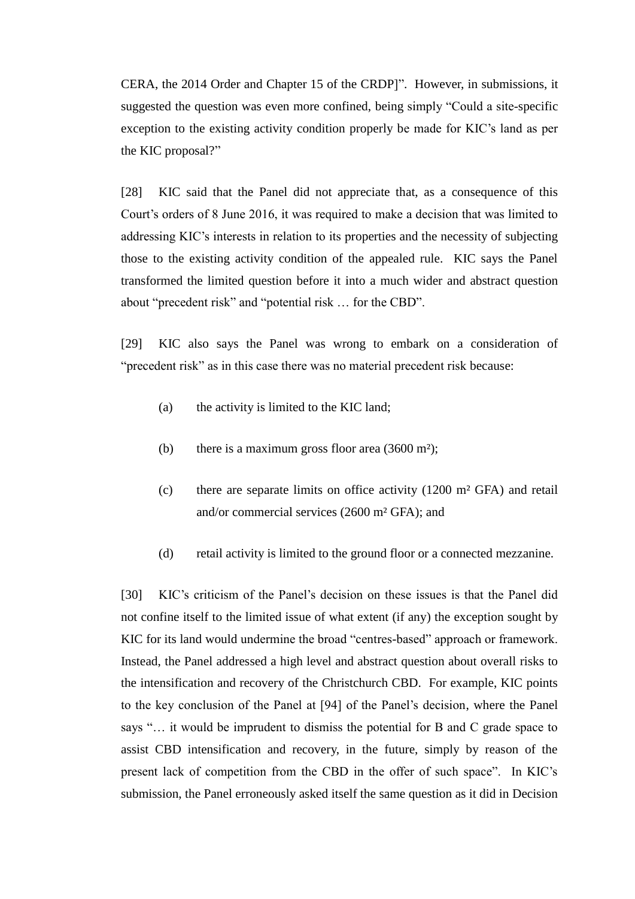CERA, the 2014 Order and Chapter 15 of the CRDP]". However, in submissions, it suggested the question was even more confined, being simply "Could a site-specific exception to the existing activity condition properly be made for KIC's land as per the KIC proposal?"

[28] KIC said that the Panel did not appreciate that, as a consequence of this Court's orders of 8 June 2016, it was required to make a decision that was limited to addressing KIC's interests in relation to its properties and the necessity of subjecting those to the existing activity condition of the appealed rule. KIC says the Panel transformed the limited question before it into a much wider and abstract question about "precedent risk" and "potential risk … for the CBD".

[29] KIC also says the Panel was wrong to embark on a consideration of "precedent risk" as in this case there was no material precedent risk because:

(a) the activity is limited to the KIC land;

(b) there is a maximum gross floor area (3600 m²);

(c) there are separate limits on office activity (1200 m² GFA) and retail and/or commercial services (2600 m² GFA); and

(d) retail activity is limited to the ground floor or a connected mezzanine.

[30] KIC's criticism of the Panel's decision on these issues is that the Panel did not confine itself to the limited issue of what extent (if any) the exception sought by KIC for its land would undermine the broad "centres-based" approach or framework. Instead, the Panel addressed a high level and abstract question about overall risks to the intensification and recovery of the Christchurch CBD. For example, KIC points to the key conclusion of the Panel at [94] of the Panel's decision, where the Panel says "… it would be imprudent to dismiss the potential for B and C grade space to assist CBD intensification and recovery, in the future, simply by reason of the present lack of competition from the CBD in the offer of such space". In KIC's submission, the Panel erroneously asked itself the same question as it did in Decision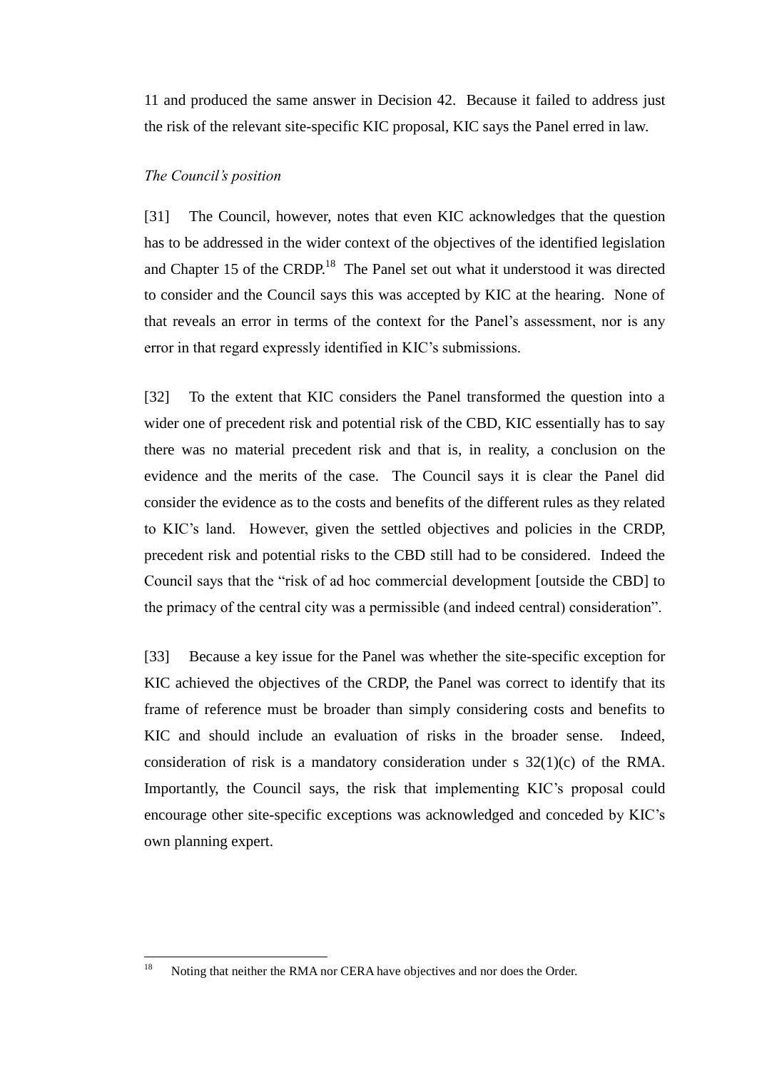11 and produced the same answer in Decision 42. Because it failed to address just the risk of the relevant site-specific KIC proposal, KIC says the Panel erred in law.

*The Council's position*

[31] The Council, however, notes that even KIC acknowledges that the question has to be addressed in the wider context of the objectives of the identified legislation and Chapter 15 of the CRDP.[18] The Panel set out what it understood it was directed to consider and the Council says this was accepted by KIC at the hearing. None of that reveals an error in terms of the context for the Panel's assessment, nor is any error in that regard expressly identified in KIC's submissions.

[32] To the extent that KIC considers the Panel transformed the question into a wider one of precedent risk and potential risk of the CBD, KIC essentially has to say there was no material precedent risk and that is, in reality, a conclusion on the evidence and the merits of the case. The Council says it is clear the Panel did consider the evidence as to the costs and benefits of the different rules as they related to KIC's land. However, given the settled objectives and policies in the CRDP, precedent risk and potential risks to the CBD still had to be considered. Indeed the Council says that the "risk of ad hoc commercial development [outside the CBD] to the primacy of the central city was a permissible (and indeed central) consideration".

[33] Because a key issue for the Panel was whether the site-specific exception for KIC achieved the objectives of the CRDP, the Panel was correct to identify that its frame of reference must be broader than simply considering costs and benefits to KIC and should include an evaluation of risks in the broader sense. Indeed, consideration of risk is a mandatory consideration under s 32(1)(c) of the RMA. Importantly, the Council says, the risk that implementing KIC's proposal could encourage other site-specific exceptions was acknowledged and conceded by KIC's own planning expert.

---

[18] Noting that neither the RMA nor CERA have objectives and nor does the Order.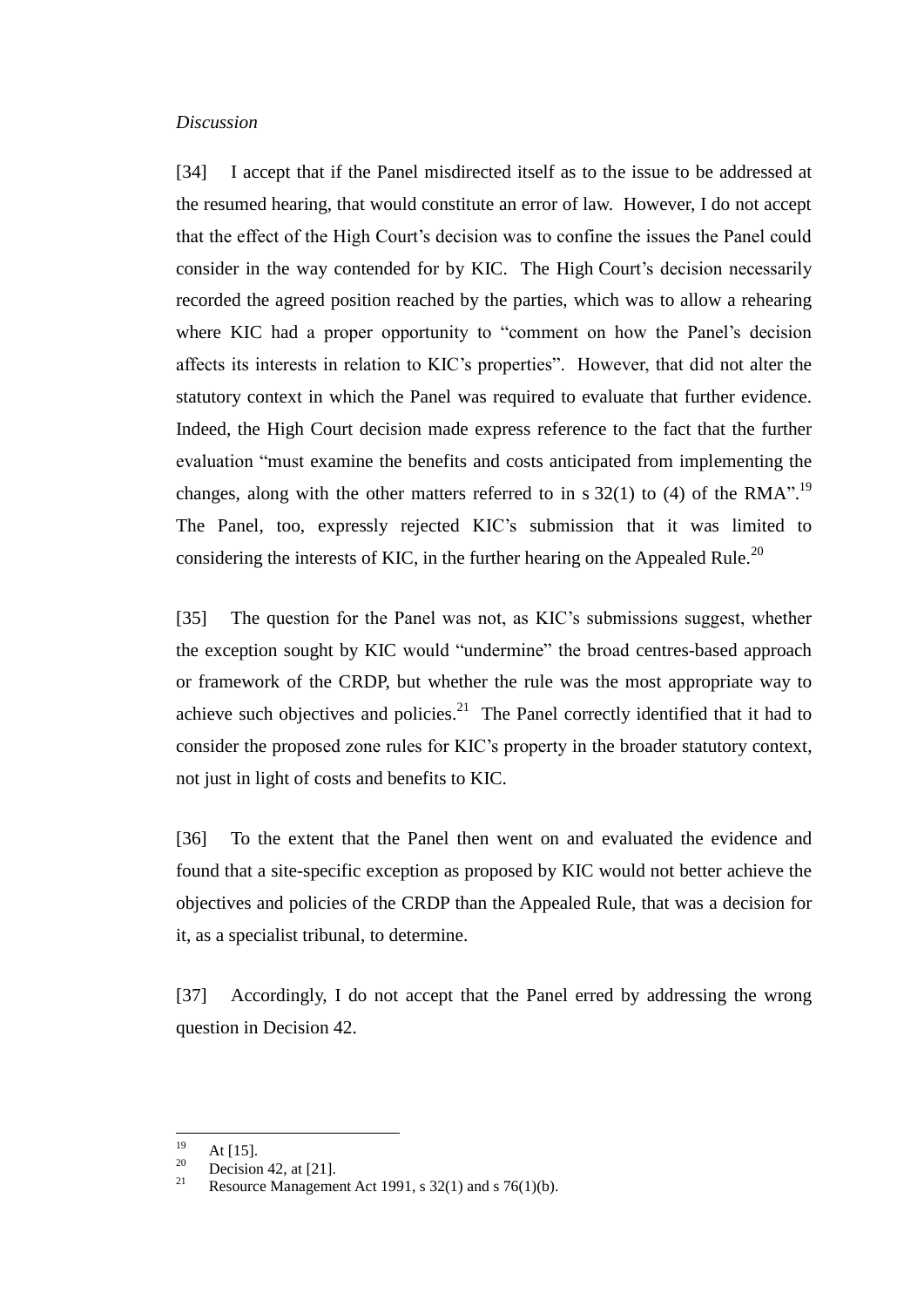*Discussion*

[34] I accept that if the Panel misdirected itself as to the issue to be addressed at the resumed hearing, that would constitute an error of law. However, I do not accept that the effect of the High Court's decision was to confine the issues the Panel could consider in the way contended for by KIC. The High Court's decision necessarily recorded the agreed position reached by the parties, which was to allow a rehearing where KIC had a proper opportunity to "comment on how the Panel's decision affects its interests in relation to KIC's properties". However, that did not alter the statutory context in which the Panel was required to evaluate that further evidence. Indeed, the High Court decision made express reference to the fact that the further evaluation "must examine the benefits and costs anticipated from implementing the changes, along with the other matters referred to in s 32(1) to (4) of the RMA".[19] The Panel, too, expressly rejected KIC's submission that it was limited to considering the interests of KIC, in the further hearing on the Appealed Rule.[20]

[35] The question for the Panel was not, as KIC's submissions suggest, whether the exception sought by KIC would "undermine" the broad centres-based approach or framework of the CRDP, but whether the rule was the most appropriate way to achieve such objectives and policies.[21] The Panel correctly identified that it had to consider the proposed zone rules for KIC's property in the broader statutory context, not just in light of costs and benefits to KIC.

[36] To the extent that the Panel then went on and evaluated the evidence and found that a site-specific exception as proposed by KIC would not better achieve the objectives and policies of the CRDP than the Appealed Rule, that was a decision for it, as a specialist tribunal, to determine.

[37] Accordingly, I do not accept that the Panel erred by addressing the wrong question in Decision 42.

---

[19] At [15].

[20] Decision 42, at [21].

[21] Resource Management Act 1991, s 32(1) and s 76(1)(b).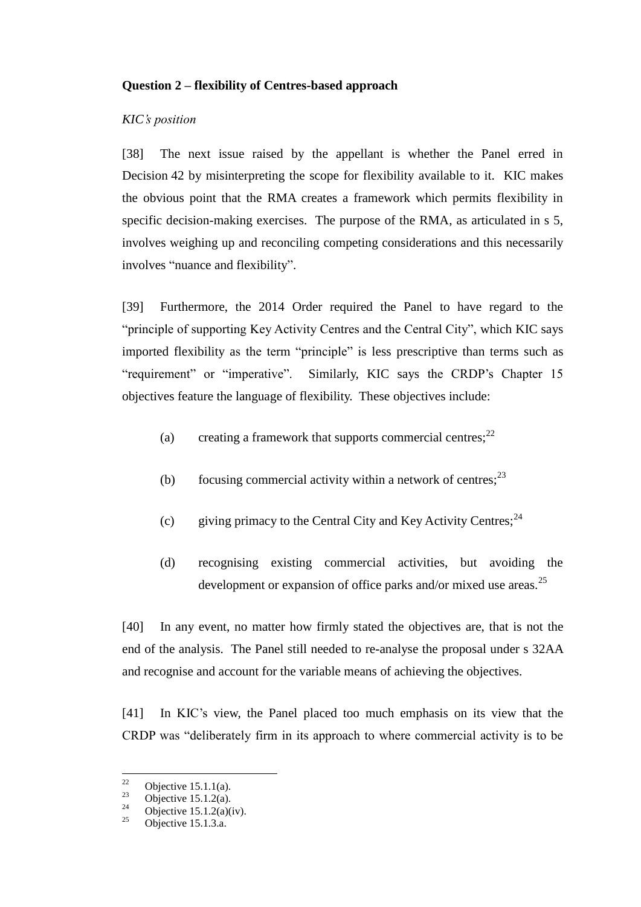**Question 2 – flexibility of Centres-based approach**

*KIC's position*

[38] The next issue raised by the appellant is whether the Panel erred in Decision 42 by misinterpreting the scope for flexibility available to it. KIC makes the obvious point that the RMA creates a framework which permits flexibility in specific decision-making exercises. The purpose of the RMA, as articulated in s 5, involves weighing up and reconciling competing considerations and this necessarily involves "nuance and flexibility".

[39] Furthermore, the 2014 Order required the Panel to have regard to the "principle of supporting Key Activity Centres and the Central City", which KIC says imported flexibility as the term "principle" is less prescriptive than terms such as "requirement" or "imperative". Similarly, KIC says the CRDP's Chapter 15 objectives feature the language of flexibility. These objectives include:

(a) creating a framework that supports commercial centres;[22]

(b) focusing commercial activity within a network of centres;[23]

(c) giving primacy to the Central City and Key Activity Centres;[24]

(d) recognising existing commercial activities, but avoiding the development or expansion of office parks and/or mixed use areas.[25]

[40] In any event, no matter how firmly stated the objectives are, that is not the end of the analysis. The Panel still needed to re-analyse the proposal under s 32AA and recognise and account for the variable means of achieving the objectives.

[41] In KIC's view, the Panel placed too much emphasis on its view that the CRDP was "deliberately firm in its approach to where commercial activity is to be

---

[22] Objective 15.1.1(a).
[23] Objective 15.1.2(a).
[24] Objective 15.1.2(a)(iv).
[25] Objective 15.1.3.a.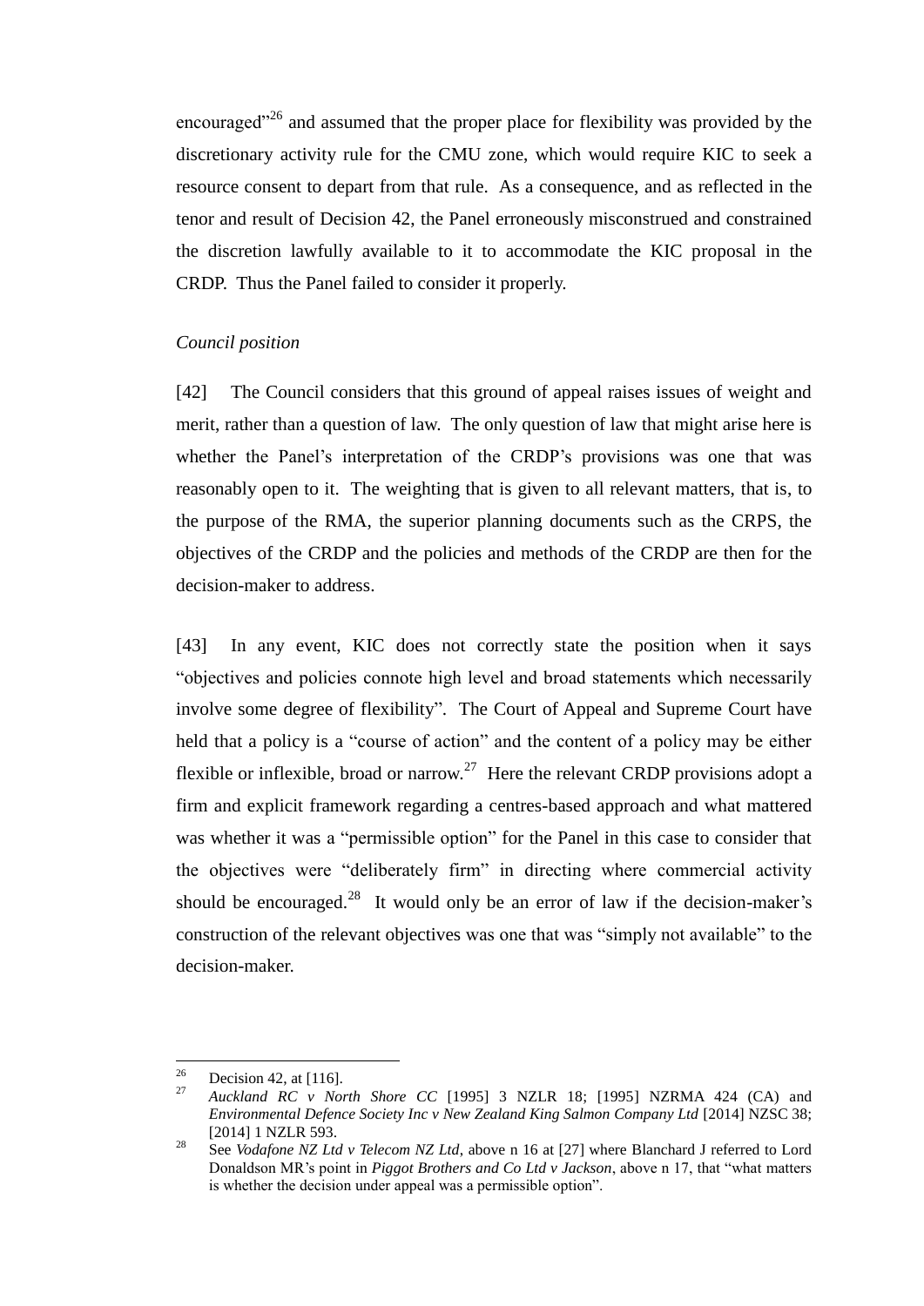encouraged"[26] and assumed that the proper place for flexibility was provided by the discretionary activity rule for the CMU zone, which would require KIC to seek a resource consent to depart from that rule. As a consequence, and as reflected in the tenor and result of Decision 42, the Panel erroneously misconstrued and constrained the discretion lawfully available to it to accommodate the KIC proposal in the CRDP. Thus the Panel failed to consider it properly.

*Council position*

[42] The Council considers that this ground of appeal raises issues of weight and merit, rather than a question of law. The only question of law that might arise here is whether the Panel's interpretation of the CRDP's provisions was one that was reasonably open to it. The weighting that is given to all relevant matters, that is, to the purpose of the RMA, the superior planning documents such as the CRPS, the objectives of the CRDP and the policies and methods of the CRDP are then for the decision-maker to address.

[43] In any event, KIC does not correctly state the position when it says "objectives and policies connote high level and broad statements which necessarily involve some degree of flexibility". The Court of Appeal and Supreme Court have held that a policy is a "course of action" and the content of a policy may be either flexible or inflexible, broad or narrow.[27] Here the relevant CRDP provisions adopt a firm and explicit framework regarding a centres-based approach and what mattered was whether it was a "permissible option" for the Panel in this case to consider that the objectives were "deliberately firm" in directing where commercial activity should be encouraged.[28] It would only be an error of law if the decision-maker's construction of the relevant objectives was one that was "simply not available" to the decision-maker.

---

[26] Decision 42, at [116].

[27] *Auckland RC v North Shore CC* [1995] 3 NZLR 18; [1995] NZRMA 424 (CA) and *Environmental Defence Society Inc v New Zealand King Salmon Company Ltd* [2014] NZSC 38; [2014] 1 NZLR 593.

[28] See *Vodafone NZ Ltd v Telecom NZ Ltd*, above n 16 at [27] where Blanchard J referred to Lord Donaldson MR's point in *Piggot Brothers and Co Ltd v Jackson*, above n 17, that "what matters is whether the decision under appeal was a permissible option".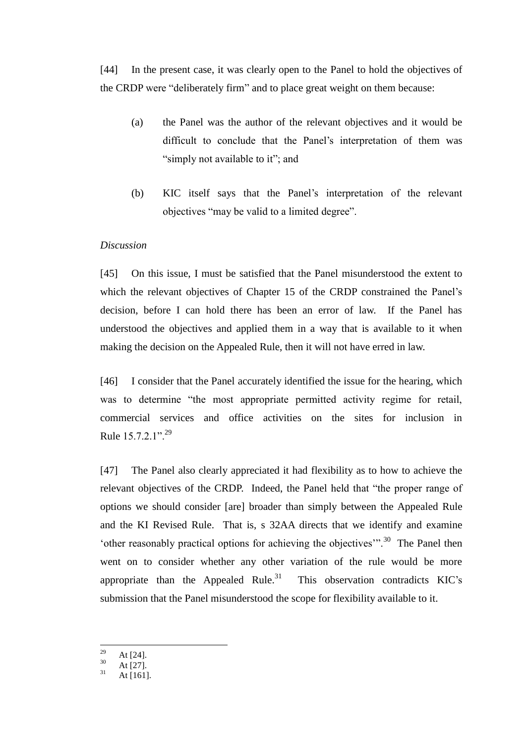[44] In the present case, it was clearly open to the Panel to hold the objectives of the CRDP were "deliberately firm" and to place great weight on them because:

(a) the Panel was the author of the relevant objectives and it would be difficult to conclude that the Panel's interpretation of them was "simply not available to it"; and

(b) KIC itself says that the Panel's interpretation of the relevant objectives "may be valid to a limited degree".

*Discussion*

[45] On this issue, I must be satisfied that the Panel misunderstood the extent to which the relevant objectives of Chapter 15 of the CRDP constrained the Panel's decision, before I can hold there has been an error of law. If the Panel has understood the objectives and applied them in a way that is available to it when making the decision on the Appealed Rule, then it will not have erred in law.

[46] I consider that the Panel accurately identified the issue for the hearing, which was to determine "the most appropriate permitted activity regime for retail, commercial services and office activities on the sites for inclusion in Rule 15.7.2.1".[29]

[47] The Panel also clearly appreciated it had flexibility as to how to achieve the relevant objectives of the CRDP. Indeed, the Panel held that "the proper range of options we should consider [are] broader than simply between the Appealed Rule and the KI Revised Rule. That is, s 32AA directs that we identify and examine 'other reasonably practical options for achieving the objectives'".[30] The Panel then went on to consider whether any other variation of the rule would be more appropriate than the Appealed Rule.[31] This observation contradicts KIC's submission that the Panel misunderstood the scope for flexibility available to it.

---

[29] At [24].
[30] At [27].
[31] At [161].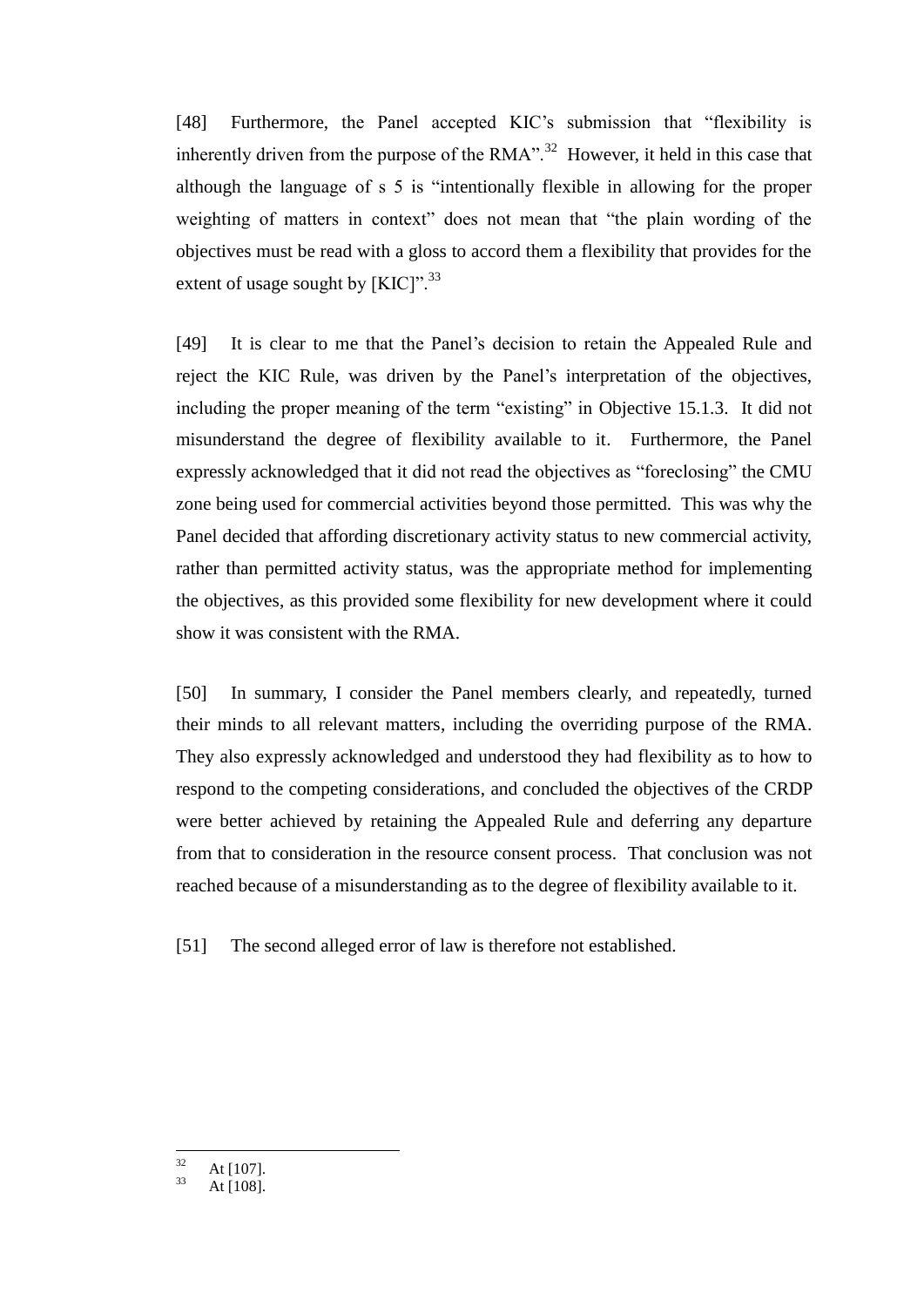[48] Furthermore, the Panel accepted KIC's submission that "flexibility is inherently driven from the purpose of the RMA".[32] However, it held in this case that although the language of s 5 is "intentionally flexible in allowing for the proper weighting of matters in context" does not mean that "the plain wording of the objectives must be read with a gloss to accord them a flexibility that provides for the extent of usage sought by [KIC]".[33]

[49] It is clear to me that the Panel's decision to retain the Appealed Rule and reject the KIC Rule, was driven by the Panel's interpretation of the objectives, including the proper meaning of the term "existing" in Objective 15.1.3. It did not misunderstand the degree of flexibility available to it. Furthermore, the Panel expressly acknowledged that it did not read the objectives as "foreclosing" the CMU zone being used for commercial activities beyond those permitted. This was why the Panel decided that affording discretionary activity status to new commercial activity, rather than permitted activity status, was the appropriate method for implementing the objectives, as this provided some flexibility for new development where it could show it was consistent with the RMA.

[50] In summary, I consider the Panel members clearly, and repeatedly, turned their minds to all relevant matters, including the overriding purpose of the RMA. They also expressly acknowledged and understood they had flexibility as to how to respond to the competing considerations, and concluded the objectives of the CRDP were better achieved by retaining the Appealed Rule and deferring any departure from that to consideration in the resource consent process. That conclusion was not reached because of a misunderstanding as to the degree of flexibility available to it.

[51] The second alleged error of law is therefore not established.

---

[32] At [107].

[33] At [108].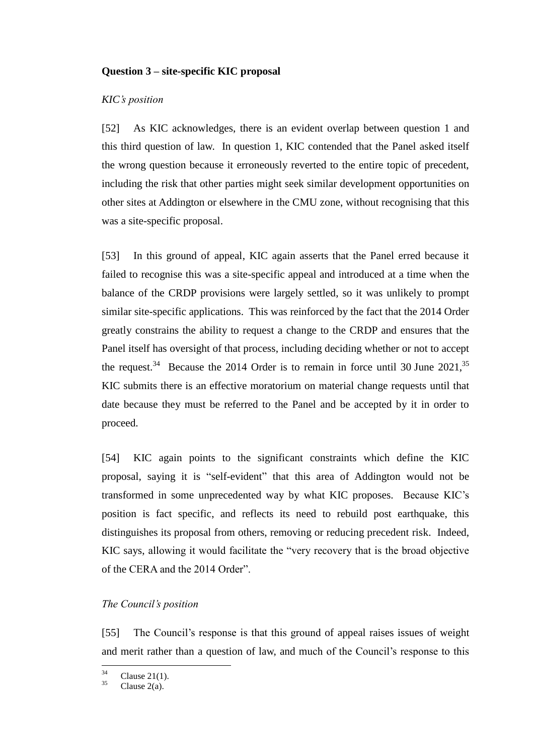**Question 3 – site-specific KIC proposal**

*KIC's position*

[52] As KIC acknowledges, there is an evident overlap between question 1 and this third question of law. In question 1, KIC contended that the Panel asked itself the wrong question because it erroneously reverted to the entire topic of precedent, including the risk that other parties might seek similar development opportunities on other sites at Addington or elsewhere in the CMU zone, without recognising that this was a site-specific proposal.

[53] In this ground of appeal, KIC again asserts that the Panel erred because it failed to recognise this was a site-specific appeal and introduced at a time when the balance of the CRDP provisions were largely settled, so it was unlikely to prompt similar site-specific applications. This was reinforced by the fact that the 2014 Order greatly constrains the ability to request a change to the CRDP and ensures that the Panel itself has oversight of that process, including deciding whether or not to accept the request.[34] Because the 2014 Order is to remain in force until 30 June 2021,[35] KIC submits there is an effective moratorium on material change requests until that date because they must be referred to the Panel and be accepted by it in order to proceed.

[54] KIC again points to the significant constraints which define the KIC proposal, saying it is "self-evident" that this area of Addington would not be transformed in some unprecedented way by what KIC proposes. Because KIC's position is fact specific, and reflects its need to rebuild post earthquake, this distinguishes its proposal from others, removing or reducing precedent risk. Indeed, KIC says, allowing it would facilitate the "very recovery that is the broad objective of the CERA and the 2014 Order".

*The Council's position*

[55] The Council's response is that this ground of appeal raises issues of weight and merit rather than a question of law, and much of the Council's response to this

[34] Clause 21(1).

[35] Clause 2(a).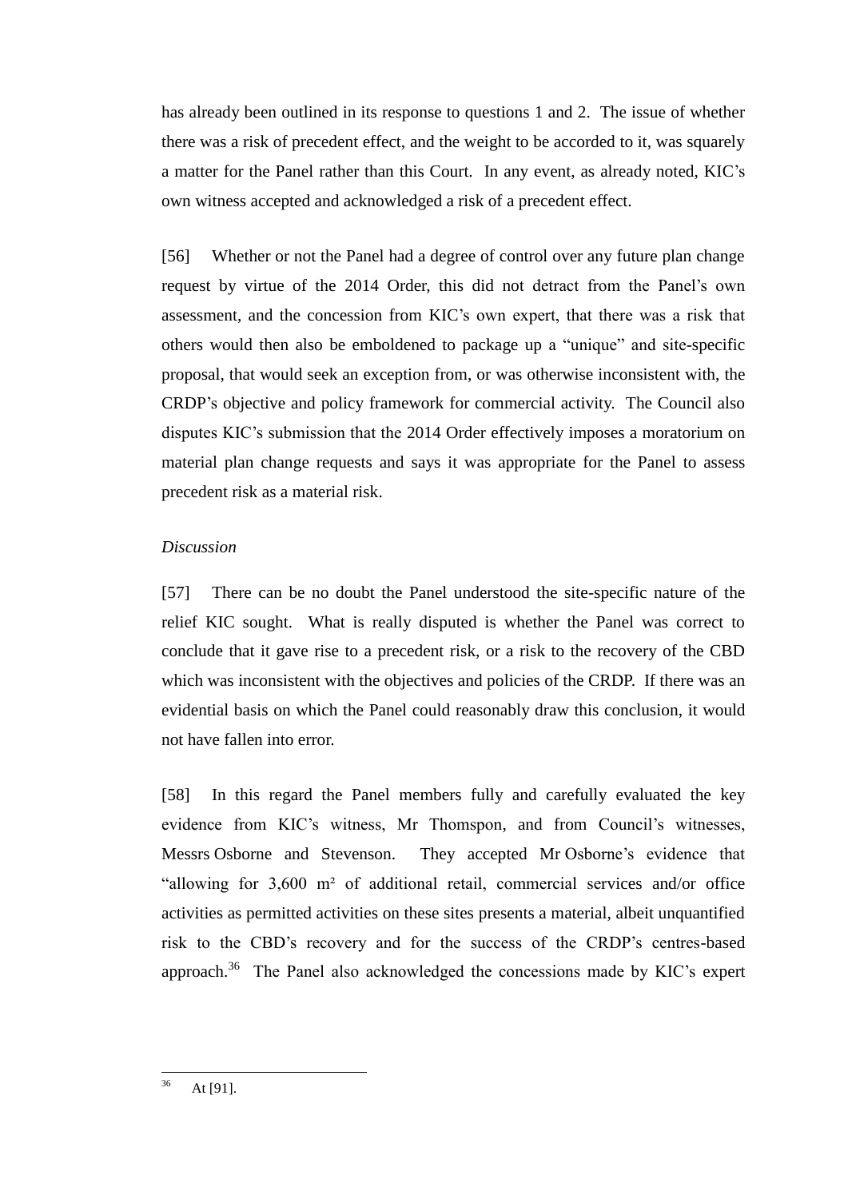has already been outlined in its response to questions 1 and 2. The issue of whether there was a risk of precedent effect, and the weight to be accorded to it, was squarely a matter for the Panel rather than this Court. In any event, as already noted, KIC's own witness accepted and acknowledged a risk of a precedent effect.

[56] Whether or not the Panel had a degree of control over any future plan change request by virtue of the 2014 Order, this did not detract from the Panel's own assessment, and the concession from KIC's own expert, that there was a risk that others would then also be emboldened to package up a "unique" and site-specific proposal, that would seek an exception from, or was otherwise inconsistent with, the CRDP's objective and policy framework for commercial activity. The Council also disputes KIC's submission that the 2014 Order effectively imposes a moratorium on material plan change requests and says it was appropriate for the Panel to assess precedent risk as a material risk.

*Discussion*

[57] There can be no doubt the Panel understood the site-specific nature of the relief KIC sought. What is really disputed is whether the Panel was correct to conclude that it gave rise to a precedent risk, or a risk to the recovery of the CBD which was inconsistent with the objectives and policies of the CRDP. If there was an evidential basis on which the Panel could reasonably draw this conclusion, it would not have fallen into error.

[58] In this regard the Panel members fully and carefully evaluated the key evidence from KIC's witness, Mr Thomspon, and from Council's witnesses, Messrs Osborne and Stevenson. They accepted Mr Osborne's evidence that "allowing for 3,600 m² of additional retail, commercial services and/or office activities as permitted activities on these sites presents a material, albeit unquantified risk to the CBD's recovery and for the success of the CRDP's centres-based approach.[36] The Panel also acknowledged the concessions made by KIC's expert

[36] At [91].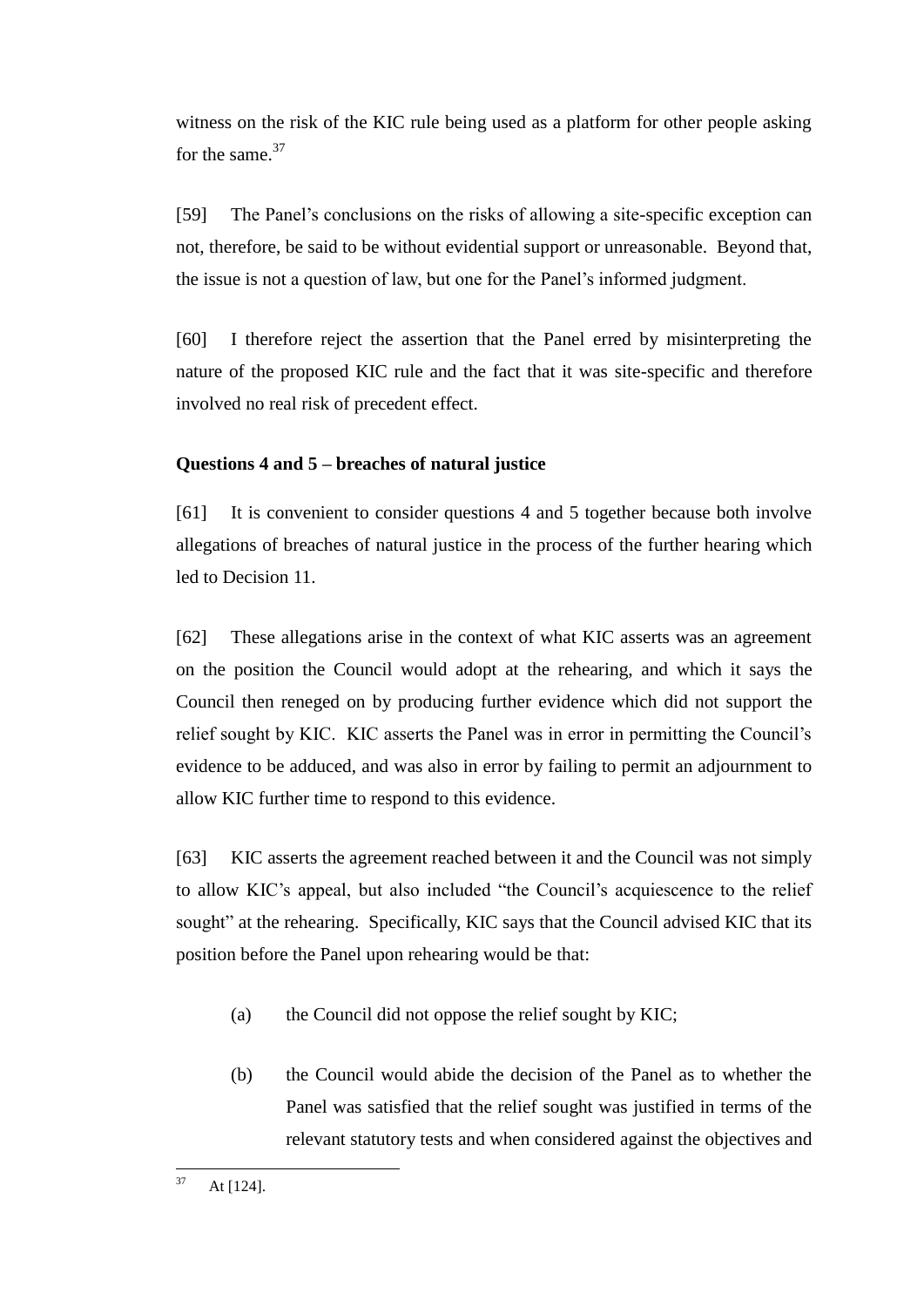witness on the risk of the KIC rule being used as a platform for other people asking for the same.[37]

[59] The Panel's conclusions on the risks of allowing a site-specific exception can not, therefore, be said to be without evidential support or unreasonable. Beyond that, the issue is not a question of law, but one for the Panel's informed judgment.

[60] I therefore reject the assertion that the Panel erred by misinterpreting the nature of the proposed KIC rule and the fact that it was site-specific and therefore involved no real risk of precedent effect.

**Questions 4 and 5 – breaches of natural justice**

[61] It is convenient to consider questions 4 and 5 together because both involve allegations of breaches of natural justice in the process of the further hearing which led to Decision 11.

[62] These allegations arise in the context of what KIC asserts was an agreement on the position the Council would adopt at the rehearing, and which it says the Council then reneged on by producing further evidence which did not support the relief sought by KIC. KIC asserts the Panel was in error in permitting the Council's evidence to be adduced, and was also in error by failing to permit an adjournment to allow KIC further time to respond to this evidence.

[63] KIC asserts the agreement reached between it and the Council was not simply to allow KIC's appeal, but also included "the Council's acquiescence to the relief sought" at the rehearing. Specifically, KIC says that the Council advised KIC that its position before the Panel upon rehearing would be that:

(a) the Council did not oppose the relief sought by KIC;

(b) the Council would abide the decision of the Panel as to whether the Panel was satisfied that the relief sought was justified in terms of the relevant statutory tests and when considered against the objectives and

---

[37] At [124].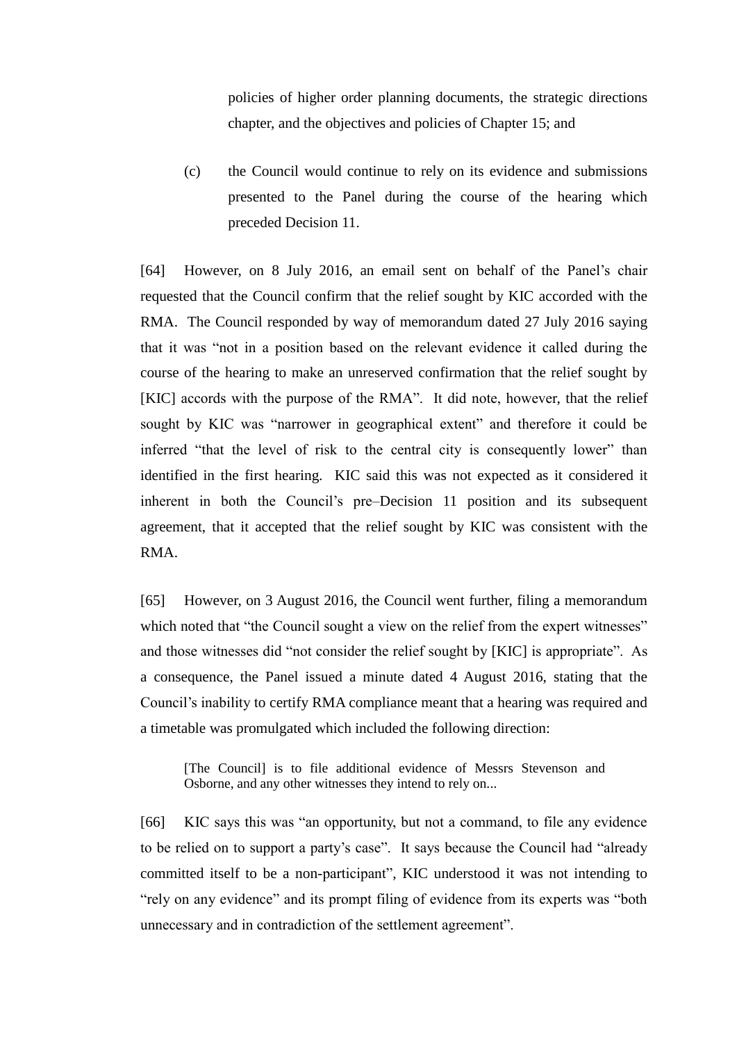policies of higher order planning documents, the strategic directions chapter, and the objectives and policies of Chapter 15; and

(c) the Council would continue to rely on its evidence and submissions presented to the Panel during the course of the hearing which preceded Decision 11.

[64] However, on 8 July 2016, an email sent on behalf of the Panel's chair requested that the Council confirm that the relief sought by KIC accorded with the RMA. The Council responded by way of memorandum dated 27 July 2016 saying that it was "not in a position based on the relevant evidence it called during the course of the hearing to make an unreserved confirmation that the relief sought by [KIC] accords with the purpose of the RMA". It did note, however, that the relief sought by KIC was "narrower in geographical extent" and therefore it could be inferred "that the level of risk to the central city is consequently lower" than identified in the first hearing. KIC said this was not expected as it considered it inherent in both the Council's pre–Decision 11 position and its subsequent agreement, that it accepted that the relief sought by KIC was consistent with the RMA.

[65] However, on 3 August 2016, the Council went further, filing a memorandum which noted that "the Council sought a view on the relief from the expert witnesses" and those witnesses did "not consider the relief sought by [KIC] is appropriate". As a consequence, the Panel issued a minute dated 4 August 2016, stating that the Council's inability to certify RMA compliance meant that a hearing was required and a timetable was promulgated which included the following direction:

> [The Council] is to file additional evidence of Messrs Stevenson and Osborne, and any other witnesses they intend to rely on...

[66] KIC says this was "an opportunity, but not a command, to file any evidence to be relied on to support a party's case". It says because the Council had "already committed itself to be a non-participant", KIC understood it was not intending to "rely on any evidence" and its prompt filing of evidence from its experts was "both unnecessary and in contradiction of the settlement agreement".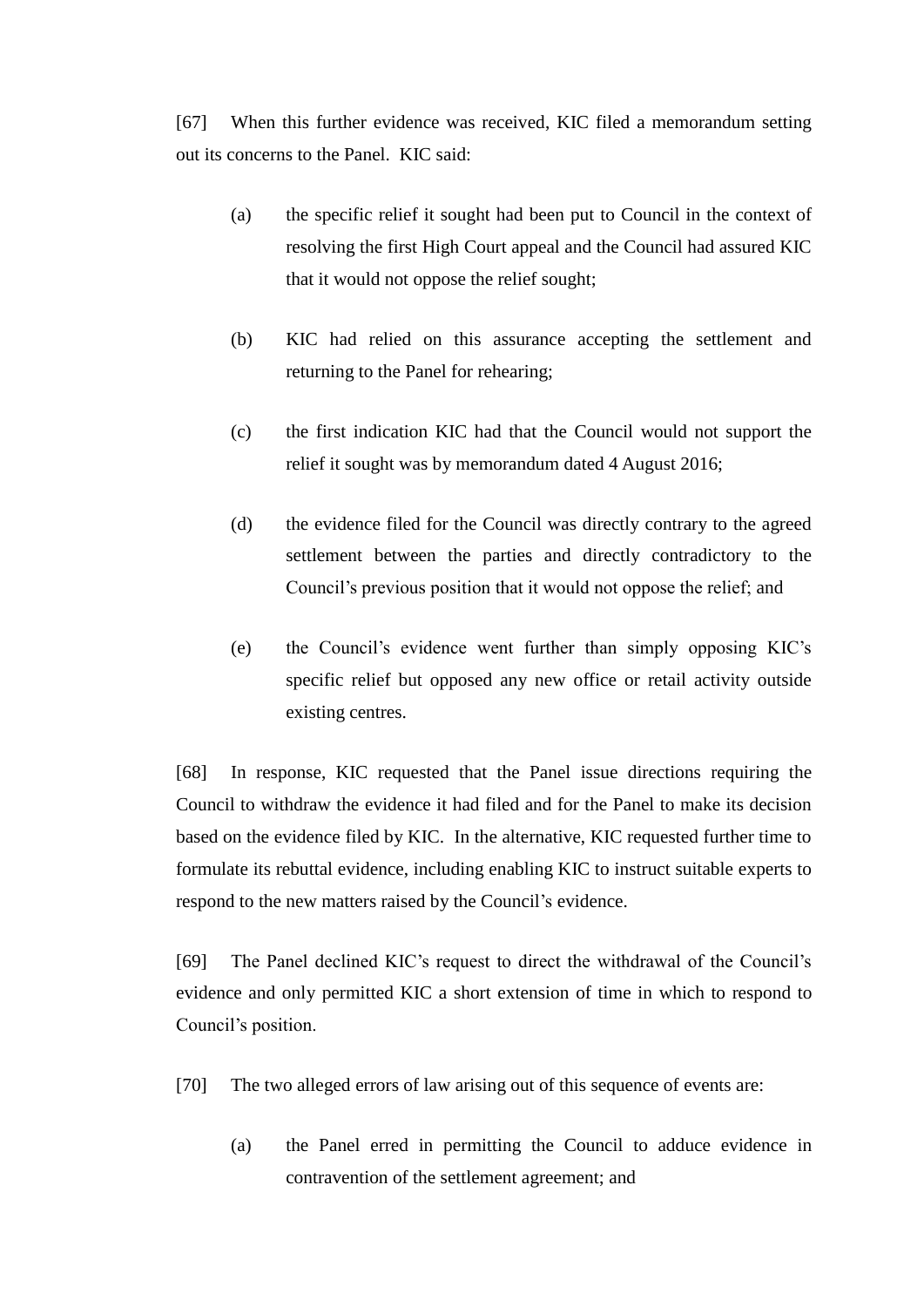[67] When this further evidence was received, KIC filed a memorandum setting out its concerns to the Panel. KIC said:

(a) the specific relief it sought had been put to Council in the context of resolving the first High Court appeal and the Council had assured KIC that it would not oppose the relief sought;

(b) KIC had relied on this assurance accepting the settlement and returning to the Panel for rehearing;

(c) the first indication KIC had that the Council would not support the relief it sought was by memorandum dated 4 August 2016;

(d) the evidence filed for the Council was directly contrary to the agreed settlement between the parties and directly contradictory to the Council's previous position that it would not oppose the relief; and

(e) the Council's evidence went further than simply opposing KIC's specific relief but opposed any new office or retail activity outside existing centres.

[68] In response, KIC requested that the Panel issue directions requiring the Council to withdraw the evidence it had filed and for the Panel to make its decision based on the evidence filed by KIC. In the alternative, KIC requested further time to formulate its rebuttal evidence, including enabling KIC to instruct suitable experts to respond to the new matters raised by the Council's evidence.

[69] The Panel declined KIC's request to direct the withdrawal of the Council's evidence and only permitted KIC a short extension of time in which to respond to Council's position.

[70] The two alleged errors of law arising out of this sequence of events are:

(a) the Panel erred in permitting the Council to adduce evidence in contravention of the settlement agreement; and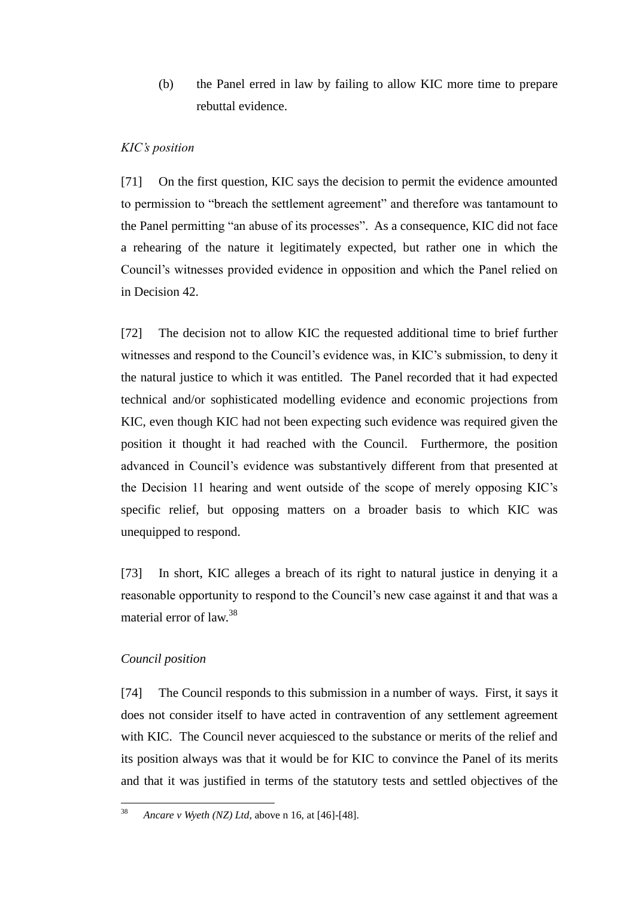(b) the Panel erred in law by failing to allow KIC more time to prepare rebuttal evidence.

*KIC's position*

[71] On the first question, KIC says the decision to permit the evidence amounted to permission to "breach the settlement agreement" and therefore was tantamount to the Panel permitting "an abuse of its processes". As a consequence, KIC did not face a rehearing of the nature it legitimately expected, but rather one in which the Council's witnesses provided evidence in opposition and which the Panel relied on in Decision 42.

[72] The decision not to allow KIC the requested additional time to brief further witnesses and respond to the Council's evidence was, in KIC's submission, to deny it the natural justice to which it was entitled. The Panel recorded that it had expected technical and/or sophisticated modelling evidence and economic projections from KIC, even though KIC had not been expecting such evidence was required given the position it thought it had reached with the Council. Furthermore, the position advanced in Council's evidence was substantively different from that presented at the Decision 11 hearing and went outside of the scope of merely opposing KIC's specific relief, but opposing matters on a broader basis to which KIC was unequipped to respond.

[73] In short, KIC alleges a breach of its right to natural justice in denying it a reasonable opportunity to respond to the Council's new case against it and that was a material error of law.[38]

*Council position*

[74] The Council responds to this submission in a number of ways. First, it says it does not consider itself to have acted in contravention of any settlement agreement with KIC. The Council never acquiesced to the substance or merits of the relief and its position always was that it would be for KIC to convince the Panel of its merits and that it was justified in terms of the statutory tests and settled objectives of the

---

[38] *Ancare v Wyeth (NZ) Ltd*, above n 16, at [46]-[48].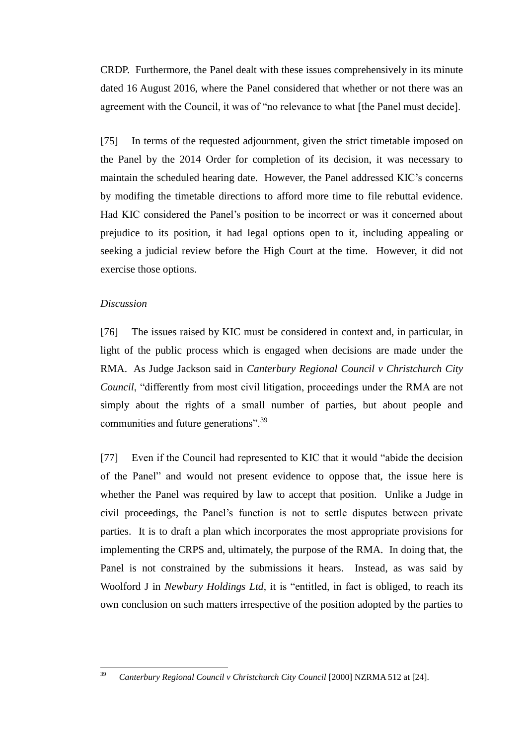CRDP. Furthermore, the Panel dealt with these issues comprehensively in its minute dated 16 August 2016, where the Panel considered that whether or not there was an agreement with the Council, it was of "no relevance to what [the Panel must decide].

[75] In terms of the requested adjournment, given the strict timetable imposed on the Panel by the 2014 Order for completion of its decision, it was necessary to maintain the scheduled hearing date. However, the Panel addressed KIC's concerns by modifing the timetable directions to afford more time to file rebuttal evidence. Had KIC considered the Panel's position to be incorrect or was it concerned about prejudice to its position, it had legal options open to it, including appealing or seeking a judicial review before the High Court at the time. However, it did not exercise those options.

*Discussion*

[76] The issues raised by KIC must be considered in context and, in particular, in light of the public process which is engaged when decisions are made under the RMA. As Judge Jackson said in *Canterbury Regional Council v Christchurch City Council*, "differently from most civil litigation, proceedings under the RMA are not simply about the rights of a small number of parties, but about people and communities and future generations".[39]

[77] Even if the Council had represented to KIC that it would "abide the decision of the Panel" and would not present evidence to oppose that, the issue here is whether the Panel was required by law to accept that position. Unlike a Judge in civil proceedings, the Panel's function is not to settle disputes between private parties. It is to draft a plan which incorporates the most appropriate provisions for implementing the CRPS and, ultimately, the purpose of the RMA. In doing that, the Panel is not constrained by the submissions it hears. Instead, as was said by Woolford J in *Newbury Holdings Ltd*, it is "entitled, in fact is obliged, to reach its own conclusion on such matters irrespective of the position adopted by the parties to

[39] *Canterbury Regional Council v Christchurch City Council* [2000] NZRMA 512 at [24].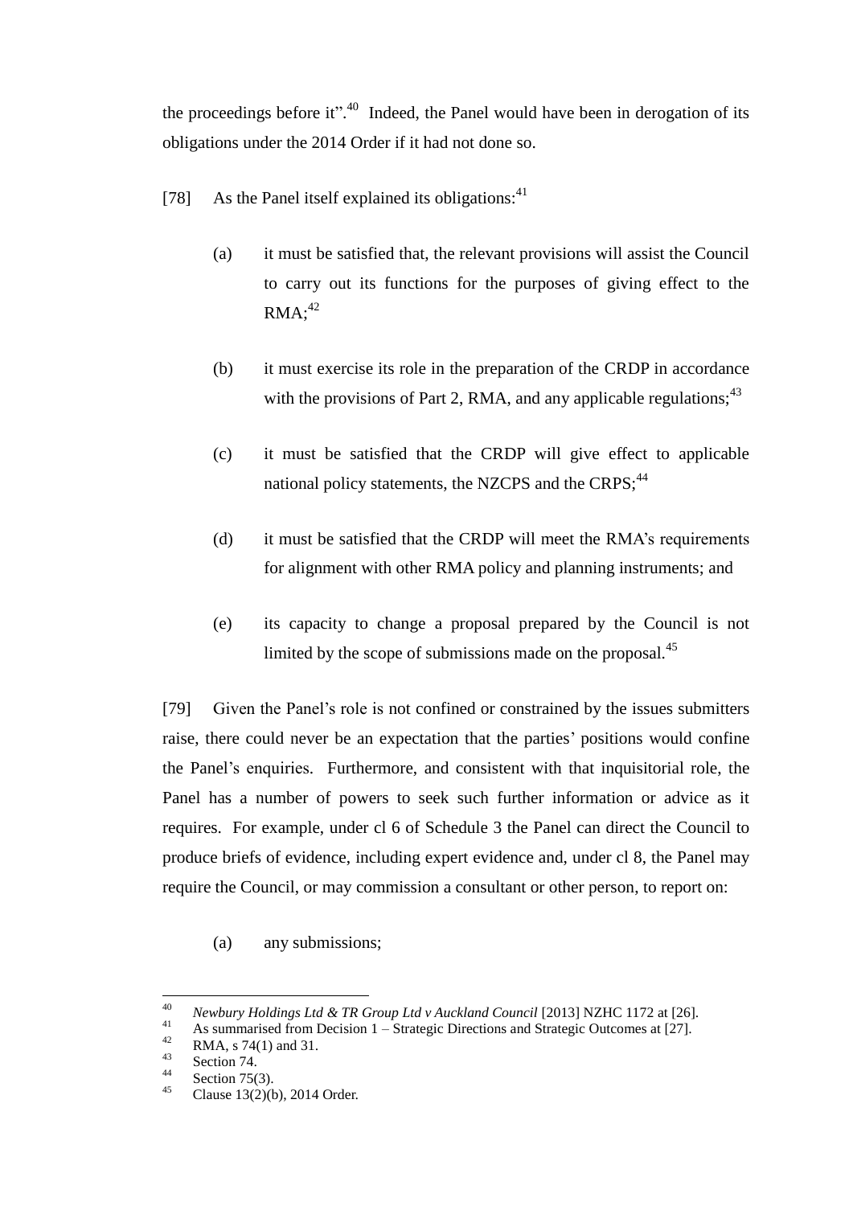the proceedings before it".[40] Indeed, the Panel would have been in derogation of its obligations under the 2014 Order if it had not done so.

[78] As the Panel itself explained its obligations:[41]

(a) it must be satisfied that, the relevant provisions will assist the Council to carry out its functions for the purposes of giving effect to the RMA;[42]

(b) it must exercise its role in the preparation of the CRDP in accordance with the provisions of Part 2, RMA, and any applicable regulations;[43]

(c) it must be satisfied that the CRDP will give effect to applicable national policy statements, the NZCPS and the CRPS;[44]

(d) it must be satisfied that the CRDP will meet the RMA's requirements for alignment with other RMA policy and planning instruments; and

(e) its capacity to change a proposal prepared by the Council is not limited by the scope of submissions made on the proposal.[45]

[79] Given the Panel's role is not confined or constrained by the issues submitters raise, there could never be an expectation that the parties' positions would confine the Panel's enquiries. Furthermore, and consistent with that inquisitorial role, the Panel has a number of powers to seek such further information or advice as it requires. For example, under cl 6 of Schedule 3 the Panel can direct the Council to produce briefs of evidence, including expert evidence and, under cl 8, the Panel may require the Council, or may commission a consultant or other person, to report on:

(a) any submissions;

---

[40] *Newbury Holdings Ltd & TR Group Ltd v Auckland Council* [2013] NZHC 1172 at [26].
[41] As summarised from Decision 1 – Strategic Directions and Strategic Outcomes at [27].
[42] RMA, s 74(1) and 31.
[43] Section 74.
[44] Section 75(3).
[45] Clause 13(2)(b), 2014 Order.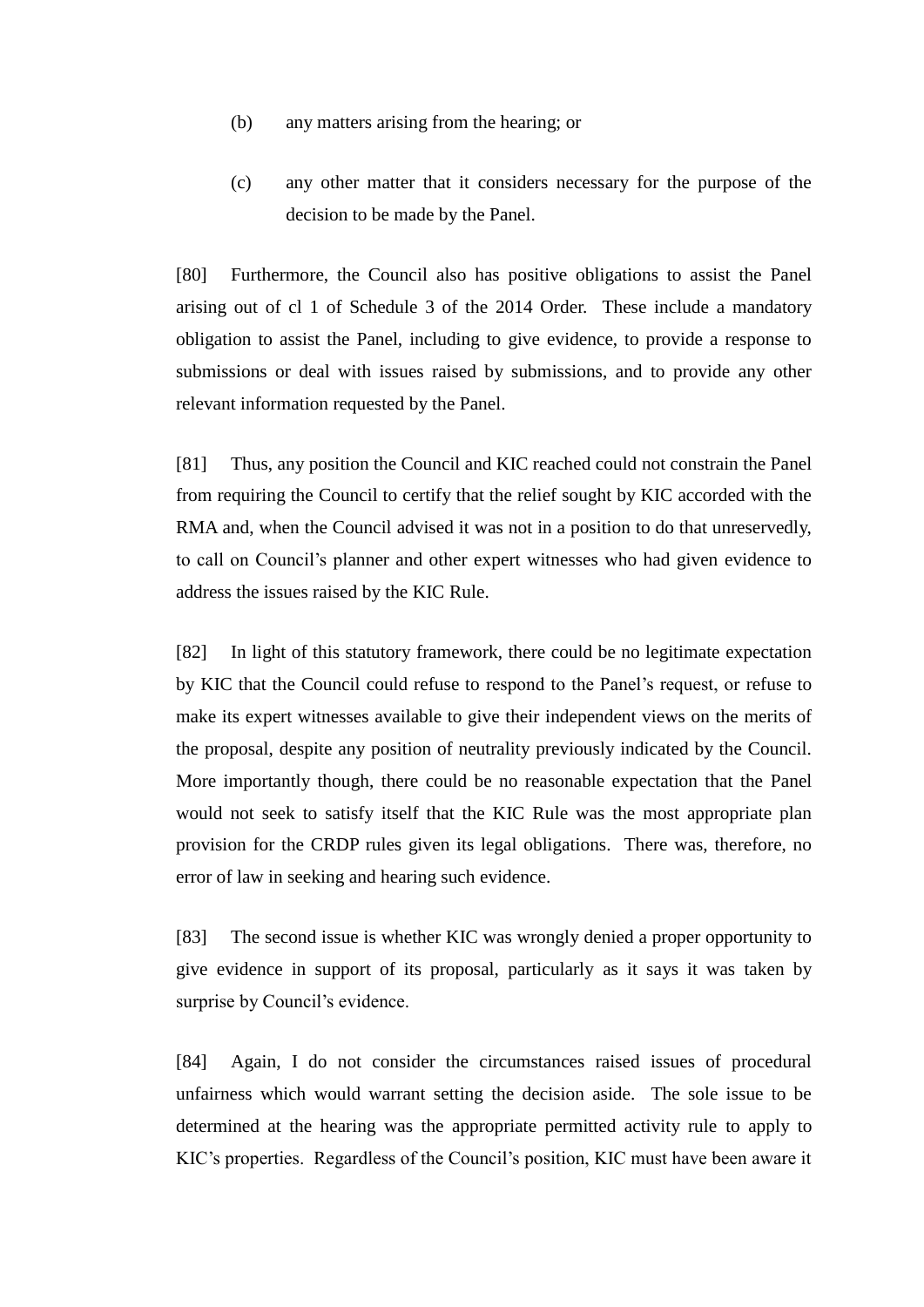(b) any matters arising from the hearing; or

(c) any other matter that it considers necessary for the purpose of the decision to be made by the Panel.

[80] Furthermore, the Council also has positive obligations to assist the Panel arising out of cl 1 of Schedule 3 of the 2014 Order. These include a mandatory obligation to assist the Panel, including to give evidence, to provide a response to submissions or deal with issues raised by submissions, and to provide any other relevant information requested by the Panel.

[81] Thus, any position the Council and KIC reached could not constrain the Panel from requiring the Council to certify that the relief sought by KIC accorded with the RMA and, when the Council advised it was not in a position to do that unreservedly, to call on Council's planner and other expert witnesses who had given evidence to address the issues raised by the KIC Rule.

[82] In light of this statutory framework, there could be no legitimate expectation by KIC that the Council could refuse to respond to the Panel's request, or refuse to make its expert witnesses available to give their independent views on the merits of the proposal, despite any position of neutrality previously indicated by the Council. More importantly though, there could be no reasonable expectation that the Panel would not seek to satisfy itself that the KIC Rule was the most appropriate plan provision for the CRDP rules given its legal obligations. There was, therefore, no error of law in seeking and hearing such evidence.

[83] The second issue is whether KIC was wrongly denied a proper opportunity to give evidence in support of its proposal, particularly as it says it was taken by surprise by Council's evidence.

[84] Again, I do not consider the circumstances raised issues of procedural unfairness which would warrant setting the decision aside. The sole issue to be determined at the hearing was the appropriate permitted activity rule to apply to KIC's properties. Regardless of the Council's position, KIC must have been aware it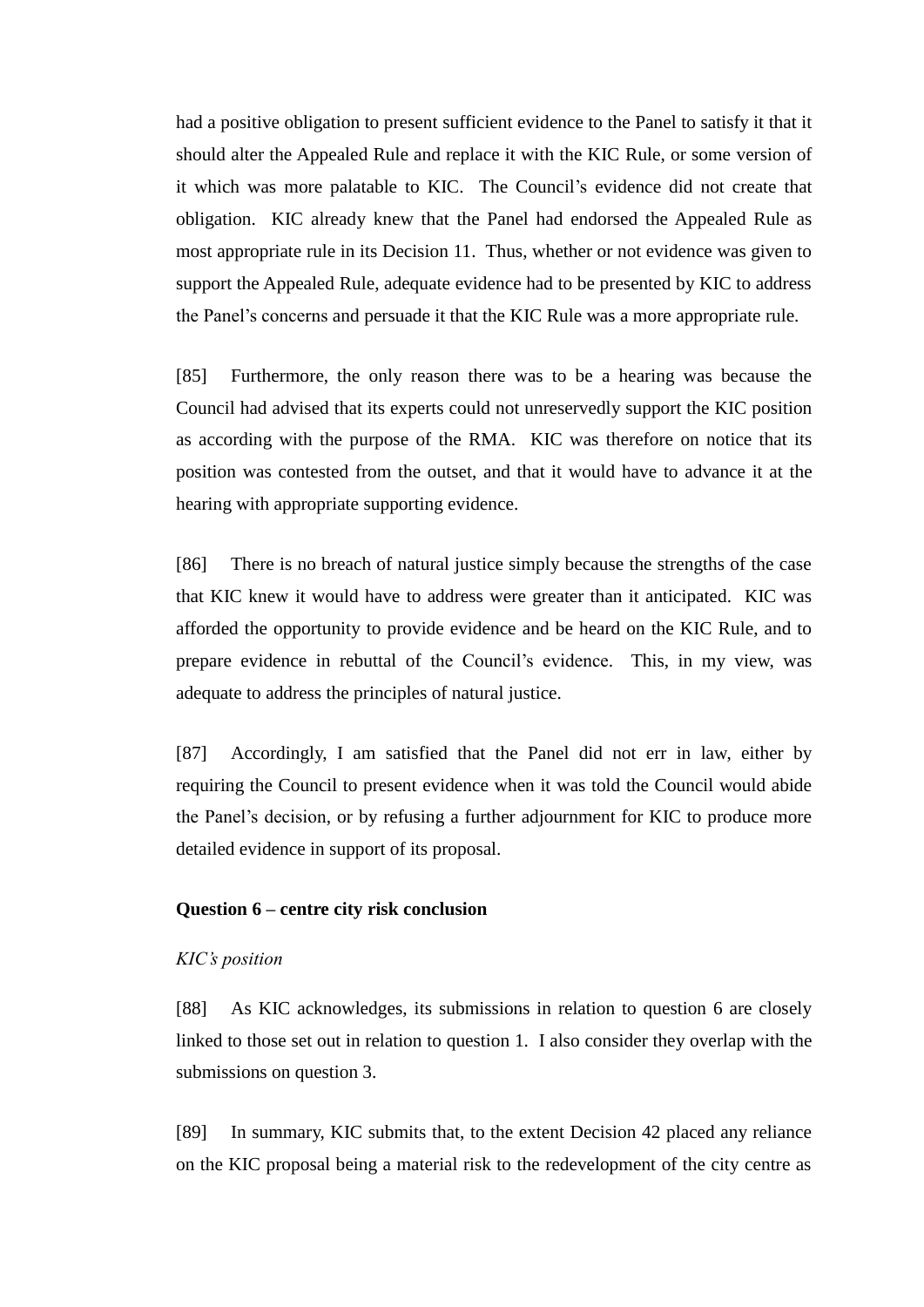had a positive obligation to present sufficient evidence to the Panel to satisfy it that it should alter the Appealed Rule and replace it with the KIC Rule, or some version of it which was more palatable to KIC. The Council's evidence did not create that obligation. KIC already knew that the Panel had endorsed the Appealed Rule as most appropriate rule in its Decision 11. Thus, whether or not evidence was given to support the Appealed Rule, adequate evidence had to be presented by KIC to address the Panel's concerns and persuade it that the KIC Rule was a more appropriate rule.

[85] Furthermore, the only reason there was to be a hearing was because the Council had advised that its experts could not unreservedly support the KIC position as according with the purpose of the RMA. KIC was therefore on notice that its position was contested from the outset, and that it would have to advance it at the hearing with appropriate supporting evidence.

[86] There is no breach of natural justice simply because the strengths of the case that KIC knew it would have to address were greater than it anticipated. KIC was afforded the opportunity to provide evidence and be heard on the KIC Rule, and to prepare evidence in rebuttal of the Council's evidence. This, in my view, was adequate to address the principles of natural justice.

[87] Accordingly, I am satisfied that the Panel did not err in law, either by requiring the Council to present evidence when it was told the Council would abide the Panel's decision, or by refusing a further adjournment for KIC to produce more detailed evidence in support of its proposal.

**Question 6 – centre city risk conclusion**

*KIC's position*

[88] As KIC acknowledges, its submissions in relation to question 6 are closely linked to those set out in relation to question 1. I also consider they overlap with the submissions on question 3.

[89] In summary, KIC submits that, to the extent Decision 42 placed any reliance on the KIC proposal being a material risk to the redevelopment of the city centre as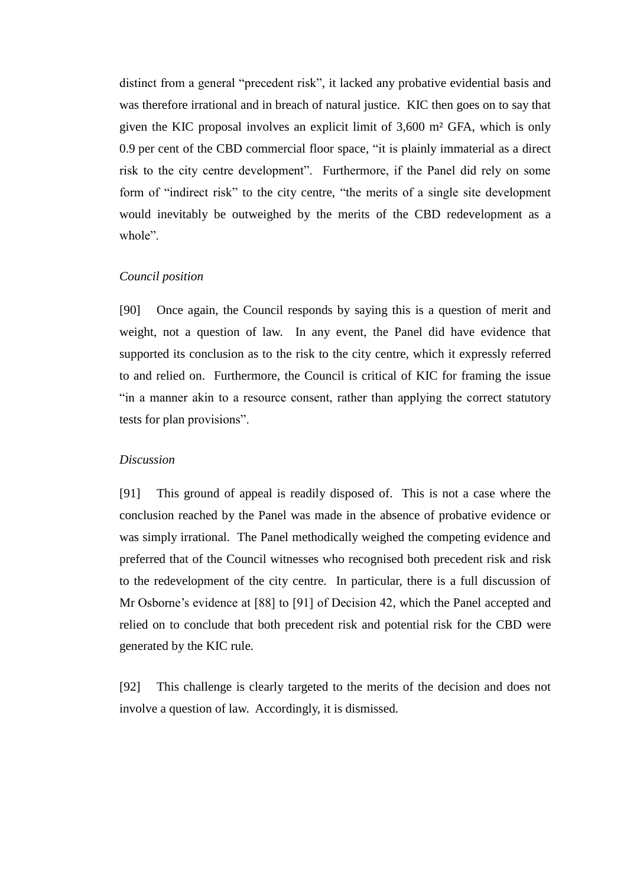distinct from a general "precedent risk", it lacked any probative evidential basis and was therefore irrational and in breach of natural justice. KIC then goes on to say that given the KIC proposal involves an explicit limit of 3,600 m² GFA, which is only 0.9 per cent of the CBD commercial floor space, "it is plainly immaterial as a direct risk to the city centre development". Furthermore, if the Panel did rely on some form of "indirect risk" to the city centre, "the merits of a single site development would inevitably be outweighed by the merits of the CBD redevelopment as a whole".

*Council position*

[90] Once again, the Council responds by saying this is a question of merit and weight, not a question of law. In any event, the Panel did have evidence that supported its conclusion as to the risk to the city centre, which it expressly referred to and relied on. Furthermore, the Council is critical of KIC for framing the issue "in a manner akin to a resource consent, rather than applying the correct statutory tests for plan provisions".

*Discussion*

[91] This ground of appeal is readily disposed of. This is not a case where the conclusion reached by the Panel was made in the absence of probative evidence or was simply irrational. The Panel methodically weighed the competing evidence and preferred that of the Council witnesses who recognised both precedent risk and risk to the redevelopment of the city centre. In particular, there is a full discussion of Mr Osborne's evidence at [88] to [91] of Decision 42, which the Panel accepted and relied on to conclude that both precedent risk and potential risk for the CBD were generated by the KIC rule.

[92] This challenge is clearly targeted to the merits of the decision and does not involve a question of law. Accordingly, it is dismissed.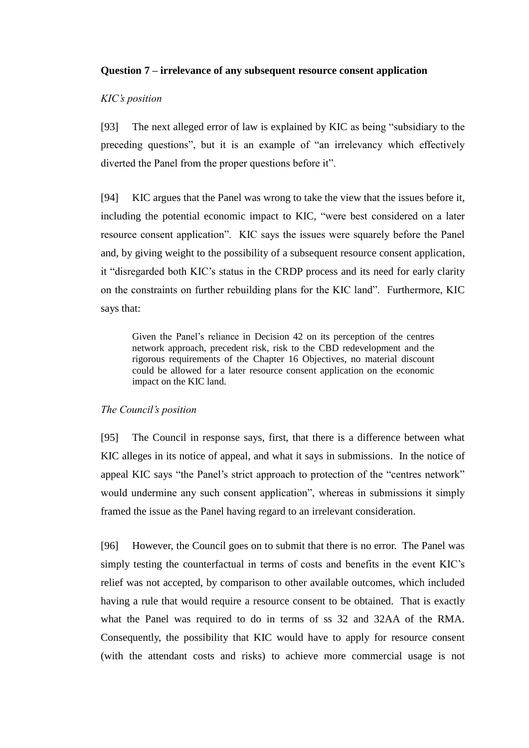**Question 7 – irrelevance of any subsequent resource consent application**

*KIC's position*

[93] The next alleged error of law is explained by KIC as being "subsidiary to the preceding questions", but it is an example of "an irrelevancy which effectively diverted the Panel from the proper questions before it".

[94] KIC argues that the Panel was wrong to take the view that the issues before it, including the potential economic impact to KIC, "were best considered on a later resource consent application". KIC says the issues were squarely before the Panel and, by giving weight to the possibility of a subsequent resource consent application, it "disregarded both KIC's status in the CRDP process and its need for early clarity on the constraints on further rebuilding plans for the KIC land". Furthermore, KIC says that:

> Given the Panel's reliance in Decision 42 on its perception of the centres network approach, precedent risk, risk to the CBD redevelopment and the rigorous requirements of the Chapter 16 Objectives, no material discount could be allowed for a later resource consent application on the economic impact on the KIC land.

*The Council's position*

[95] The Council in response says, first, that there is a difference between what KIC alleges in its notice of appeal, and what it says in submissions. In the notice of appeal KIC says "the Panel's strict approach to protection of the "centres network" would undermine any such consent application", whereas in submissions it simply framed the issue as the Panel having regard to an irrelevant consideration.

[96] However, the Council goes on to submit that there is no error. The Panel was simply testing the counterfactual in terms of costs and benefits in the event KIC's relief was not accepted, by comparison to other available outcomes, which included having a rule that would require a resource consent to be obtained. That is exactly what the Panel was required to do in terms of ss 32 and 32AA of the RMA. Consequently, the possibility that KIC would have to apply for resource consent (with the attendant costs and risks) to achieve more commercial usage is not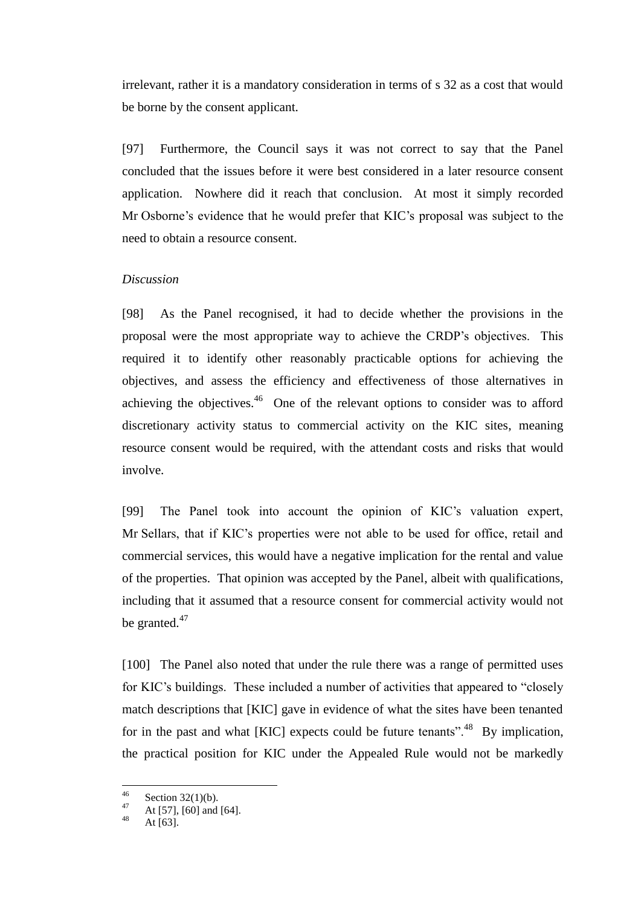irrelevant, rather it is a mandatory consideration in terms of s 32 as a cost that would be borne by the consent applicant.

[97] Furthermore, the Council says it was not correct to say that the Panel concluded that the issues before it were best considered in a later resource consent application. Nowhere did it reach that conclusion. At most it simply recorded Mr Osborne's evidence that he would prefer that KIC's proposal was subject to the need to obtain a resource consent.

*Discussion*

[98] As the Panel recognised, it had to decide whether the provisions in the proposal were the most appropriate way to achieve the CRDP's objectives. This required it to identify other reasonably practicable options for achieving the objectives, and assess the efficiency and effectiveness of those alternatives in achieving the objectives.[46] One of the relevant options to consider was to afford discretionary activity status to commercial activity on the KIC sites, meaning resource consent would be required, with the attendant costs and risks that would involve.

[99] The Panel took into account the opinion of KIC's valuation expert, Mr Sellars, that if KIC's properties were not able to be used for office, retail and commercial services, this would have a negative implication for the rental and value of the properties. That opinion was accepted by the Panel, albeit with qualifications, including that it assumed that a resource consent for commercial activity would not be granted.[47]

[100] The Panel also noted that under the rule there was a range of permitted uses for KIC's buildings. These included a number of activities that appeared to "closely match descriptions that [KIC] gave in evidence of what the sites have been tenanted for in the past and what [KIC] expects could be future tenants".[48] By implication, the practical position for KIC under the Appealed Rule would not be markedly

[46] Section 32(1)(b).

[47] At [57], [60] and [64].

[48] At [63].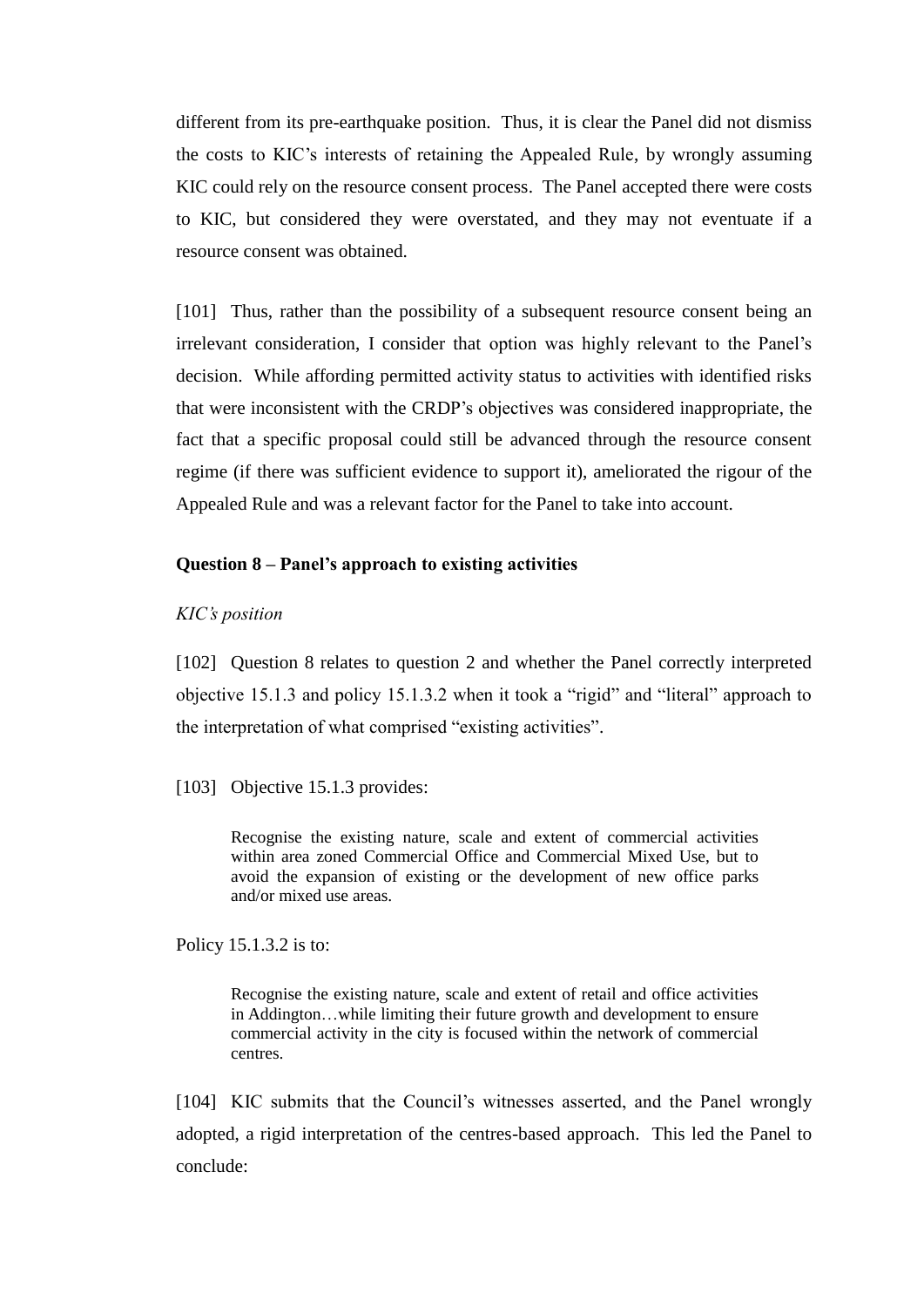different from its pre-earthquake position. Thus, it is clear the Panel did not dismiss the costs to KIC's interests of retaining the Appealed Rule, by wrongly assuming KIC could rely on the resource consent process. The Panel accepted there were costs to KIC, but considered they were overstated, and they may not eventuate if a resource consent was obtained.

[101] Thus, rather than the possibility of a subsequent resource consent being an irrelevant consideration, I consider that option was highly relevant to the Panel's decision. While affording permitted activity status to activities with identified risks that were inconsistent with the CRDP's objectives was considered inappropriate, the fact that a specific proposal could still be advanced through the resource consent regime (if there was sufficient evidence to support it), ameliorated the rigour of the Appealed Rule and was a relevant factor for the Panel to take into account.

**Question 8 – Panel's approach to existing activities**

*KIC's position*

[102] Question 8 relates to question 2 and whether the Panel correctly interpreted objective 15.1.3 and policy 15.1.3.2 when it took a "rigid" and "literal" approach to the interpretation of what comprised "existing activities".

[103] Objective 15.1.3 provides:

> Recognise the existing nature, scale and extent of commercial activities within area zoned Commercial Office and Commercial Mixed Use, but to avoid the expansion of existing or the development of new office parks and/or mixed use areas.

Policy 15.1.3.2 is to:

> Recognise the existing nature, scale and extent of retail and office activities in Addington…while limiting their future growth and development to ensure commercial activity in the city is focused within the network of commercial centres.

[104] KIC submits that the Council's witnesses asserted, and the Panel wrongly adopted, a rigid interpretation of the centres-based approach. This led the Panel to conclude: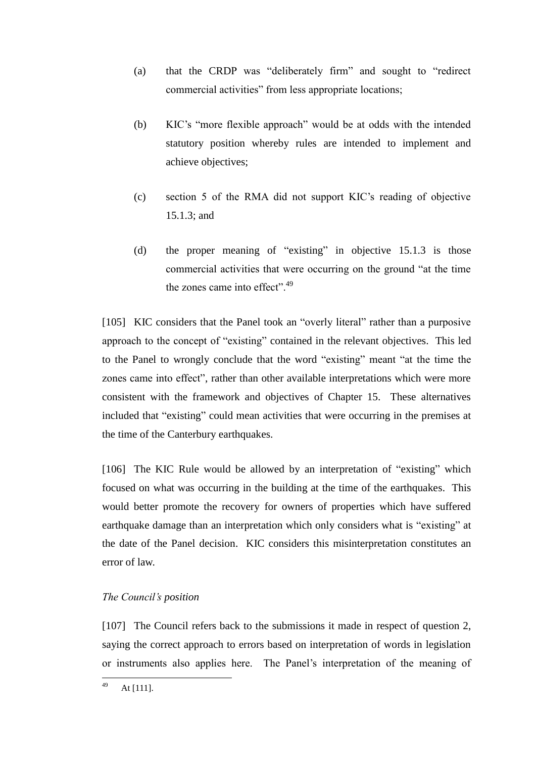(a) that the CRDP was "deliberately firm" and sought to "redirect commercial activities" from less appropriate locations;

(b) KIC's "more flexible approach" would be at odds with the intended statutory position whereby rules are intended to implement and achieve objectives;

(c) section 5 of the RMA did not support KIC's reading of objective 15.1.3; and

(d) the proper meaning of "existing" in objective 15.1.3 is those commercial activities that were occurring on the ground "at the time the zones came into effect".[49]

[105] KIC considers that the Panel took an "overly literal" rather than a purposive approach to the concept of "existing" contained in the relevant objectives. This led to the Panel to wrongly conclude that the word "existing" meant "at the time the zones came into effect", rather than other available interpretations which were more consistent with the framework and objectives of Chapter 15. These alternatives included that "existing" could mean activities that were occurring in the premises at the time of the Canterbury earthquakes.

[106] The KIC Rule would be allowed by an interpretation of "existing" which focused on what was occurring in the building at the time of the earthquakes. This would better promote the recovery for owners of properties which have suffered earthquake damage than an interpretation which only considers what is "existing" at the date of the Panel decision. KIC considers this misinterpretation constitutes an error of law.

*The Council's position*

[107] The Council refers back to the submissions it made in respect of question 2, saying the correct approach to errors based on interpretation of words in legislation or instruments also applies here. The Panel's interpretation of the meaning of

[49] At [111].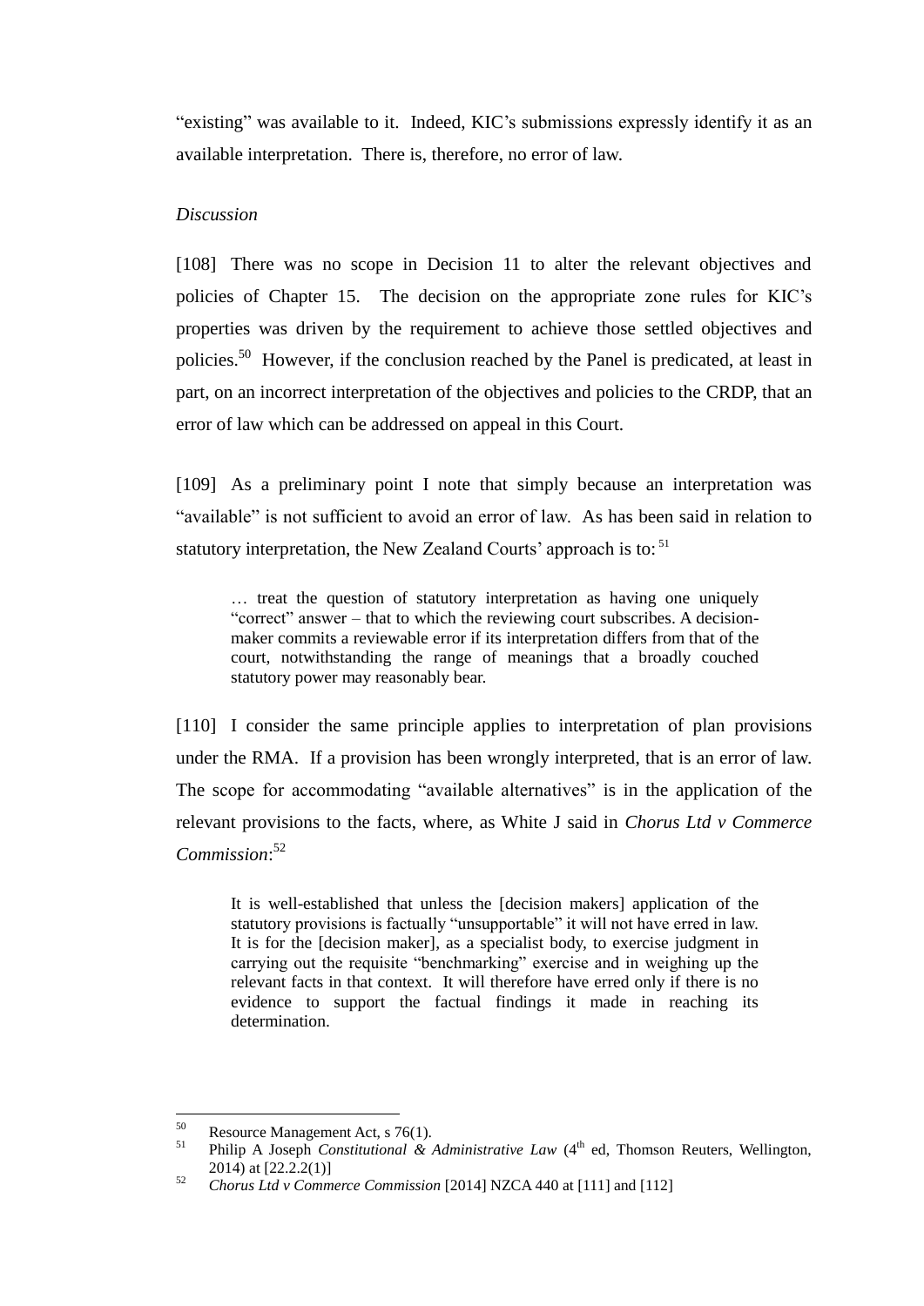"existing" was available to it. Indeed, KIC's submissions expressly identify it as an available interpretation. There is, therefore, no error of law.

*Discussion*

[108] There was no scope in Decision 11 to alter the relevant objectives and policies of Chapter 15. The decision on the appropriate zone rules for KIC's properties was driven by the requirement to achieve those settled objectives and policies.[50] However, if the conclusion reached by the Panel is predicated, at least in part, on an incorrect interpretation of the objectives and policies to the CRDP, that an error of law which can be addressed on appeal in this Court.

[109] As a preliminary point I note that simply because an interpretation was "available" is not sufficient to avoid an error of law. As has been said in relation to statutory interpretation, the New Zealand Courts' approach is to:[51]

> … treat the question of statutory interpretation as having one uniquely "correct" answer – that to which the reviewing court subscribes. A decision-maker commits a reviewable error if its interpretation differs from that of the court, notwithstanding the range of meanings that a broadly couched statutory power may reasonably bear.

[110] I consider the same principle applies to interpretation of plan provisions under the RMA. If a provision has been wrongly interpreted, that is an error of law. The scope for accommodating "available alternatives" is in the application of the relevant provisions to the facts, where, as White J said in *Chorus Ltd v Commerce Commission*:[52]

> It is well-established that unless the [decision makers] application of the statutory provisions is factually "unsupportable" it will not have erred in law. It is for the [decision maker], as a specialist body, to exercise judgment in carrying out the requisite "benchmarking" exercise and in weighing up the relevant facts in that context. It will therefore have erred only if there is no evidence to support the factual findings it made in reaching its determination.

---

[50] Resource Management Act, s 76(1).

[51] Philip A Joseph *Constitutional & Administrative Law* (4th ed, Thomson Reuters, Wellington, 2014) at [22.2.2(1)]

[52] *Chorus Ltd v Commerce Commission* [2014] NZCA 440 at [111] and [112]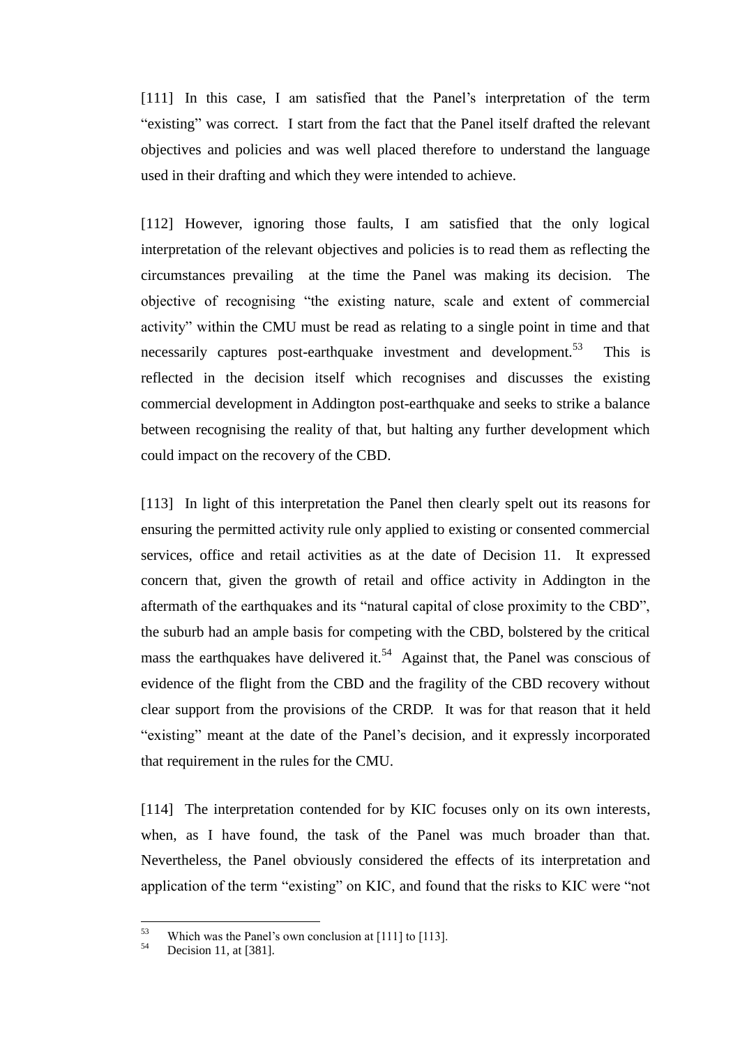[111] In this case, I am satisfied that the Panel's interpretation of the term "existing" was correct. I start from the fact that the Panel itself drafted the relevant objectives and policies and was well placed therefore to understand the language used in their drafting and which they were intended to achieve.

[112] However, ignoring those faults, I am satisfied that the only logical interpretation of the relevant objectives and policies is to read them as reflecting the circumstances prevailing at the time the Panel was making its decision. The objective of recognising "the existing nature, scale and extent of commercial activity" within the CMU must be read as relating to a single point in time and that necessarily captures post-earthquake investment and development.[53] This is reflected in the decision itself which recognises and discusses the existing commercial development in Addington post-earthquake and seeks to strike a balance between recognising the reality of that, but halting any further development which could impact on the recovery of the CBD.

[113] In light of this interpretation the Panel then clearly spelt out its reasons for ensuring the permitted activity rule only applied to existing or consented commercial services, office and retail activities as at the date of Decision 11. It expressed concern that, given the growth of retail and office activity in Addington in the aftermath of the earthquakes and its "natural capital of close proximity to the CBD", the suburb had an ample basis for competing with the CBD, bolstered by the critical mass the earthquakes have delivered it.[54] Against that, the Panel was conscious of evidence of the flight from the CBD and the fragility of the CBD recovery without clear support from the provisions of the CRDP. It was for that reason that it held "existing" meant at the date of the Panel's decision, and it expressly incorporated that requirement in the rules for the CMU.

[114] The interpretation contended for by KIC focuses only on its own interests, when, as I have found, the task of the Panel was much broader than that. Nevertheless, the Panel obviously considered the effects of its interpretation and application of the term "existing" on KIC, and found that the risks to KIC were "not

[53] Which was the Panel's own conclusion at [111] to [113].

[54] Decision 11, at [381].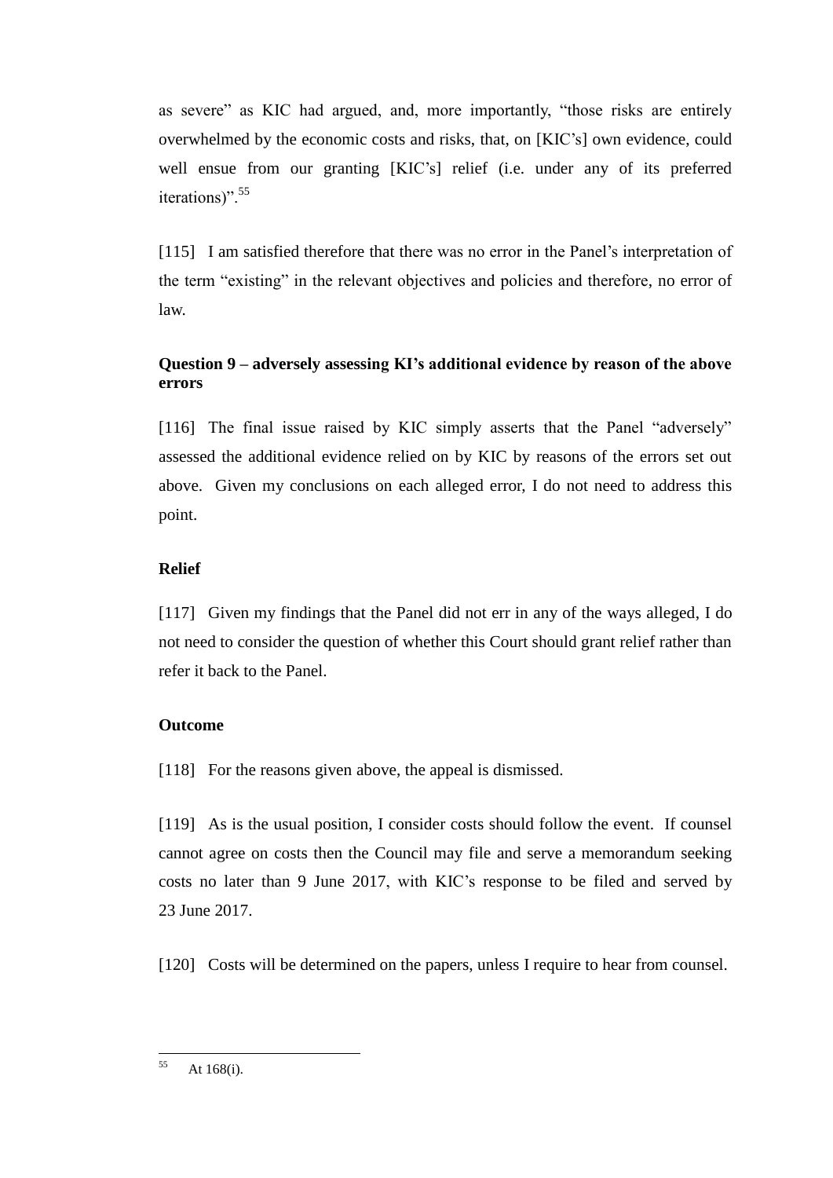as severe" as KIC had argued, and, more importantly, "those risks are entirely overwhelmed by the economic costs and risks, that, on [KIC's] own evidence, could well ensue from our granting [KIC's] relief (i.e. under any of its preferred iterations)".[55]

[115] I am satisfied therefore that there was no error in the Panel's interpretation of the term "existing" in the relevant objectives and policies and therefore, no error of law.

### Question 9 – adversely assessing KI's additional evidence by reason of the above errors

[116] The final issue raised by KIC simply asserts that the Panel "adversely" assessed the additional evidence relied on by KIC by reasons of the errors set out above. Given my conclusions on each alleged error, I do not need to address this point.

### Relief

[117] Given my findings that the Panel did not err in any of the ways alleged, I do not need to consider the question of whether this Court should grant relief rather than refer it back to the Panel.

### Outcome

[118] For the reasons given above, the appeal is dismissed.

[119] As is the usual position, I consider costs should follow the event. If counsel cannot agree on costs then the Council may file and serve a memorandum seeking costs no later than 9 June 2017, with KIC's response to be filed and served by 23 June 2017.

[120] Costs will be determined on the papers, unless I require to hear from counsel.

---

[55] At 168(i).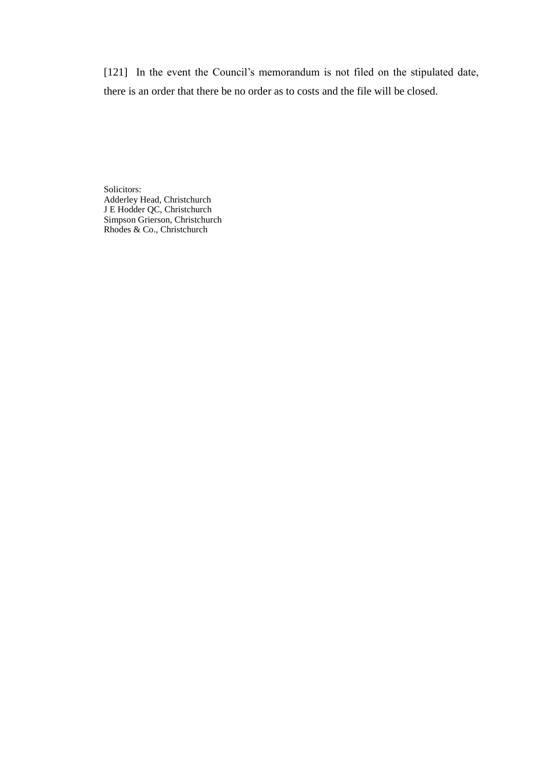[121] In the event the Council's memorandum is not filed on the stipulated date, there is an order that there be no order as to costs and the file will be closed.

Solicitors:  
Adderley Head, Christchurch  
J E Hodder QC, Christchurch  
Simpson Grierson, Christchurch  
Rhodes & Co., Christchurch